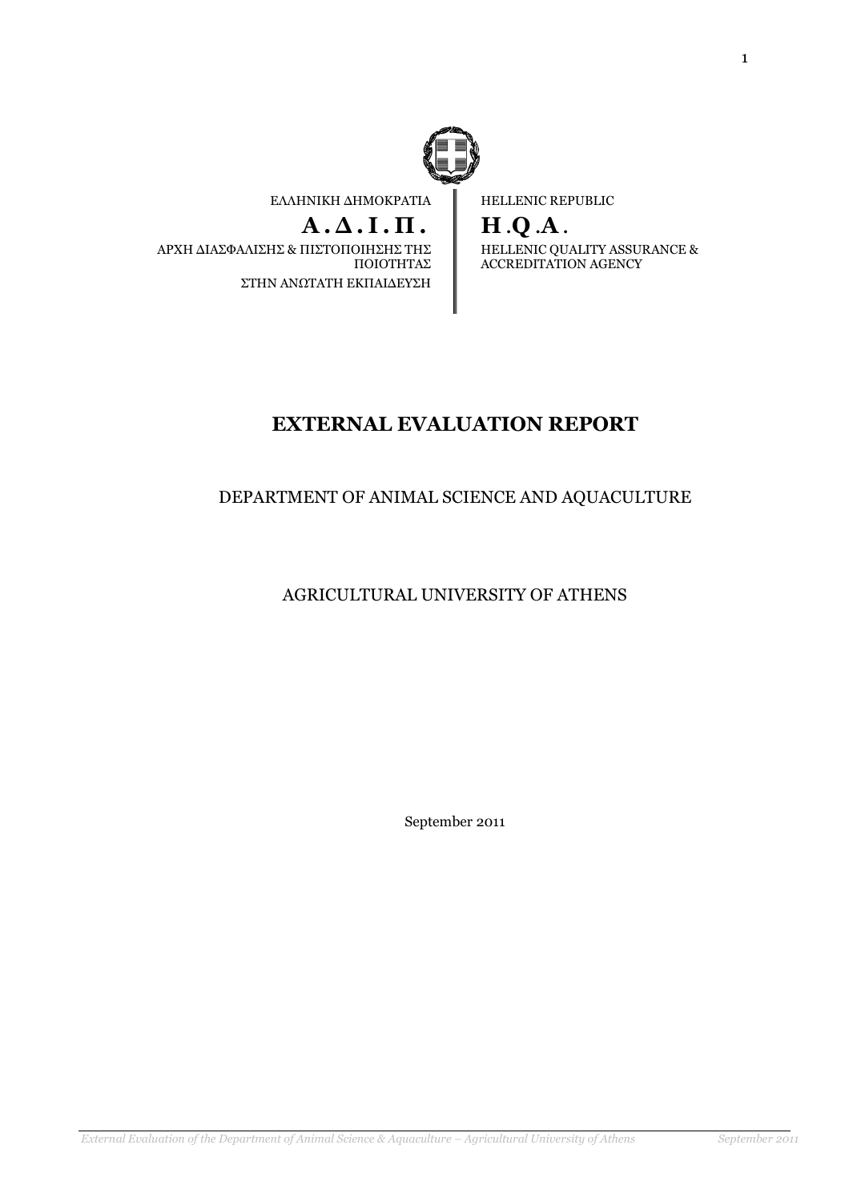ΕΛΛΗΝΙΚΗ ΔΗΜΟΚΡΑΤΙΑ

**Α.Δ.Ι.Π.**

ΑΡΧΗ ΔΙΑΣΦΑΛΙΣΗΣ & ΠΙΣΤΟΠΟΙΗΣΗΣ ΤΗΣ ΠΟΙΟΤΗΤΑΣ ΣΤΗΝ ΑΝΩΤΑΤΗ ΕΚΠΑΙΔΕΥΣΗ

HELLENIC REPUBLIC

**H.Q.A.**

HELLENIC QUALITY ASSURANCE & ACCREDITATION AGENCY

# EXTERNAL EVALUATION REPORT

DEPARTMENT OF ANIMAL SCIENCE AND AQUACULTURE

AGRICULTURAL UNIVERSITY OF ATHENS

September 2011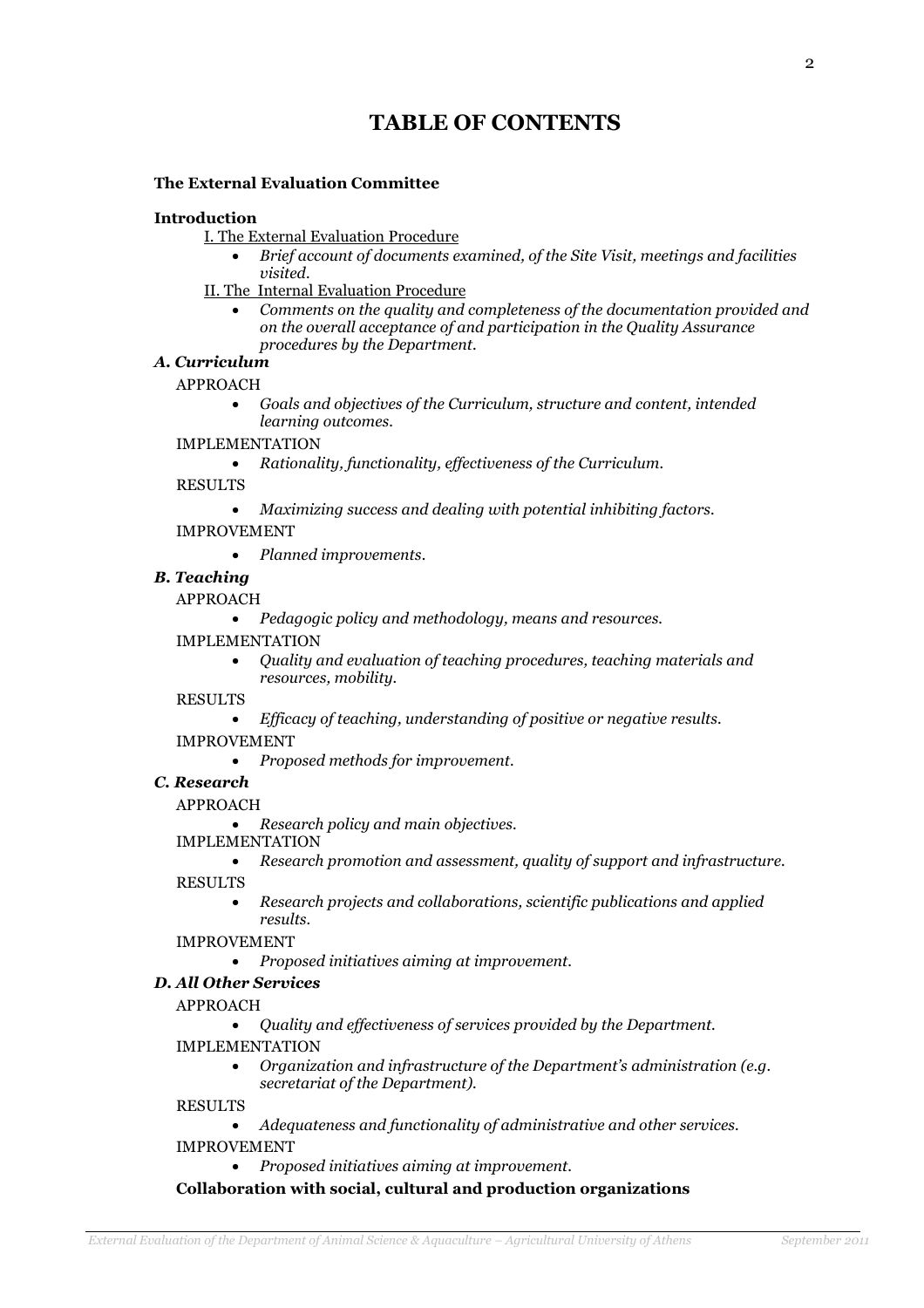# TABLE OF CONTENTS

**The External Evaluation Committee**

**Introduction**

I. The External Evaluation Procedure

- *Brief account of documents examined, of the Site Visit, meetings and facilities visited.*

II. The Internal Evaluation Procedure

- *Comments on the quality and completeness of the documentation provided and on the overall acceptance of and participation in the Quality Assurance procedures by the Department.*

***A. Curriculum***

APPROACH

- *Goals and objectives of the Curriculum, structure and content, intended learning outcomes.*

IMPLEMENTATION

- *Rationality, functionality, effectiveness of the Curriculum.*

RESULTS

- *Maximizing success and dealing with potential inhibiting factors.*

IMPROVEMENT

- *Planned improvements.*

***B. Teaching***

APPROACH

- *Pedagogic policy and methodology, means and resources.*

IMPLEMENTATION

- *Quality and evaluation of teaching procedures, teaching materials and resources, mobility.*

RESULTS

- *Efficacy of teaching, understanding of positive or negative results.*

IMPROVEMENT

- *Proposed methods for improvement.*

***C. Research***

APPROACH

- *Research policy and main objectives.*

IMPLEMENTATION

- *Research promotion and assessment, quality of support and infrastructure.*

RESULTS

- *Research projects and collaborations, scientific publications and applied results.*

IMPROVEMENT

- *Proposed initiatives aiming at improvement.*

***D. All Other Services***

APPROACH

- *Quality and effectiveness of services provided by the Department.*

IMPLEMENTATION

- *Organization and infrastructure of the Department's administration (e.g. secretariat of the Department).*

RESULTS

- *Adequateness and functionality of administrative and other services.*

IMPROVEMENT

- *Proposed initiatives aiming at improvement.*

**Collaboration with social, cultural and production organizations**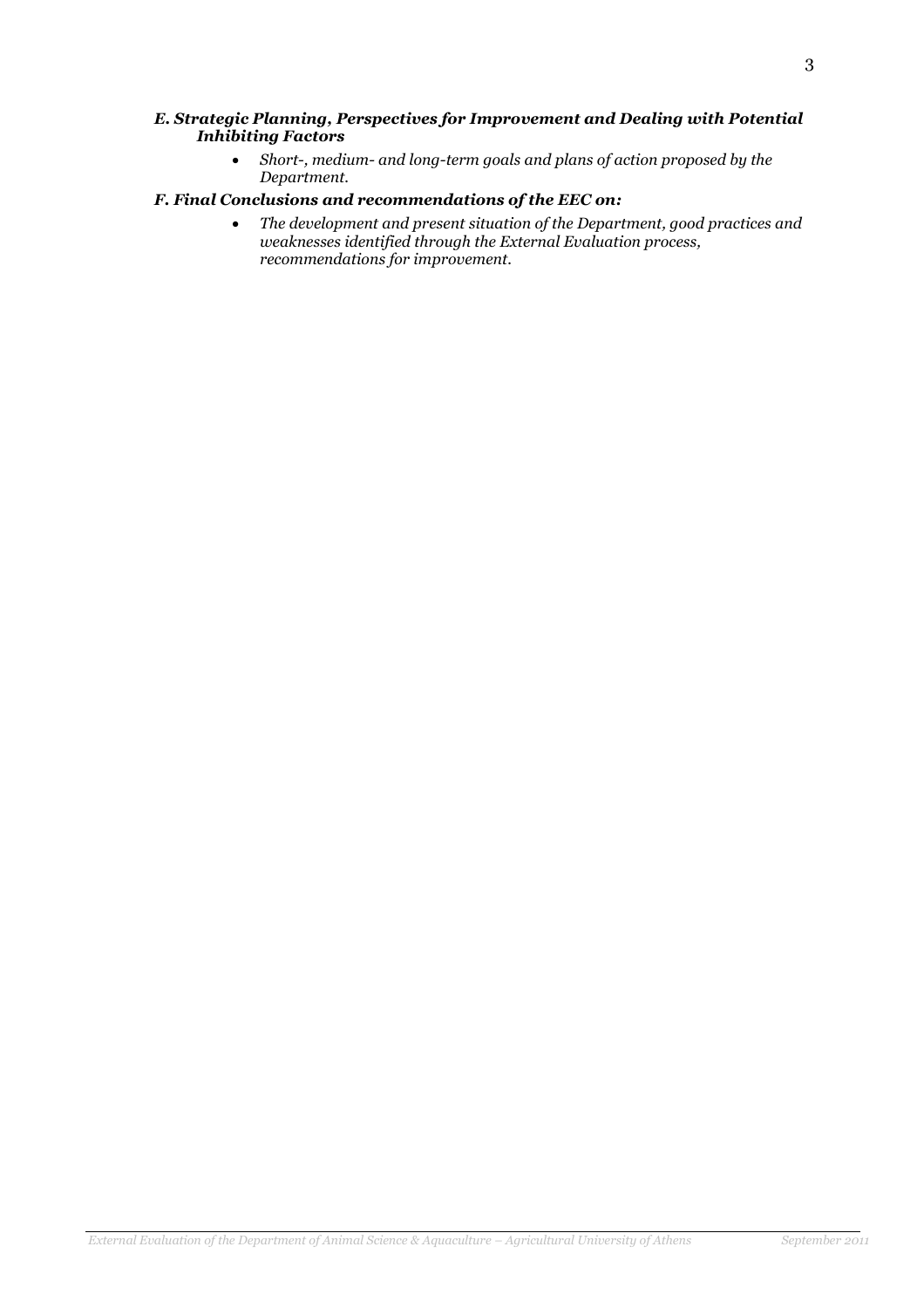***E. Strategic Planning, Perspectives for Improvement and Dealing with Potential Inhibiting Factors***

- *Short-, medium- and long-term goals and plans of action proposed by the Department.*

***F. Final Conclusions and recommendations of the EEC on:***

- *The development and present situation of the Department, good practices and weaknesses identified through the External Evaluation process, recommendations for improvement.*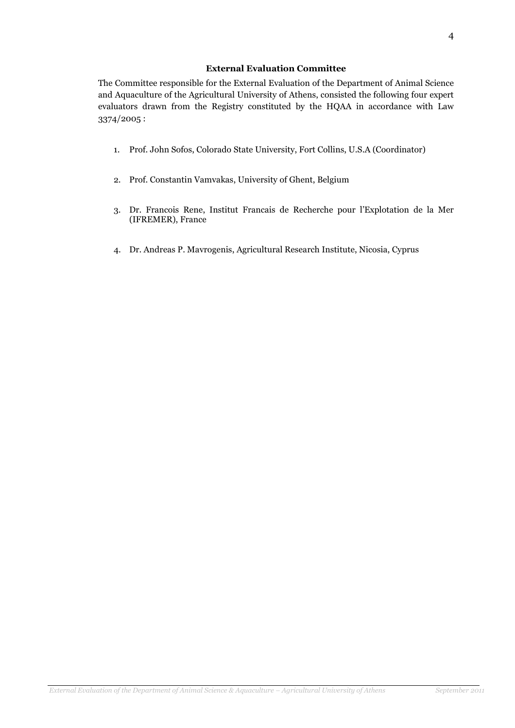## External Evaluation Committee

The Committee responsible for the External Evaluation of the Department of Animal Science and Aquaculture of the Agricultural University of Athens, consisted the following four expert evaluators drawn from the Registry constituted by the HQAA in accordance with Law 3374/2005 :

1. Prof. John Sofos, Colorado State University, Fort Collins, U.S.A (Coordinator)
2. Prof. Constantin Vamvakas, University of Ghent, Belgium
3. Dr. Francois Rene, Institut Francais de Recherche pour l'Explotation de la Mer (IFREMER), France
4. Dr. Andreas P. Mavrogenis, Agricultural Research Institute, Nicosia, Cyprus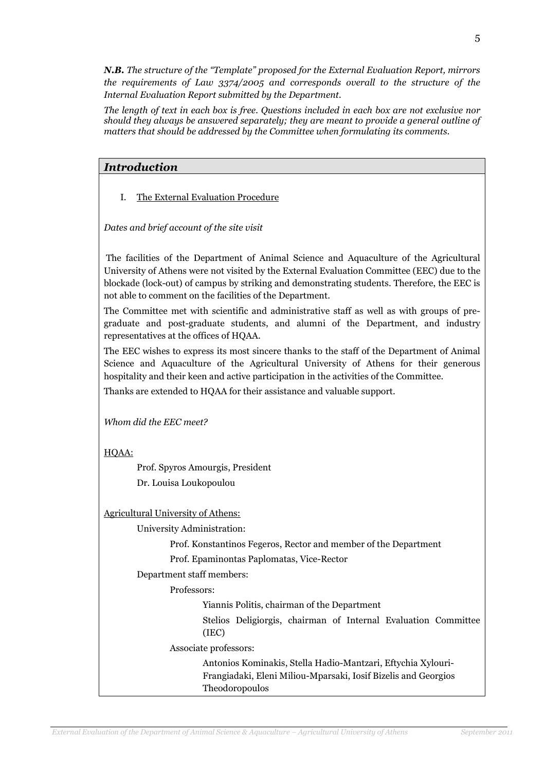***N.B.*** *The structure of the "Template" proposed for the External Evaluation Report, mirrors the requirements of Law 3374/2005 and corresponds overall to the structure of the Internal Evaluation Report submitted by the Department.*

*The length of text in each box is free. Questions included in each box are not exclusive nor should they always be answered separately; they are meant to provide a general outline of matters that should be addressed by the Committee when formulating its comments.*

## *Introduction*

I. The External Evaluation Procedure

*Dates and brief account of the site visit*

The facilities of the Department of Animal Science and Aquaculture of the Agricultural University of Athens were not visited by the External Evaluation Committee (EEC) due to the blockade (lock-out) of campus by striking and demonstrating students. Therefore, the EEC is not able to comment on the facilities of the Department.

The Committee met with scientific and administrative staff as well as with groups of pre-graduate and post-graduate students, and alumni of the Department, and industry representatives at the offices of HQAA.

The EEC wishes to express its most sincere thanks to the staff of the Department of Animal Science and Aquaculture of the Agricultural University of Athens for their generous hospitality and their keen and active participation in the activities of the Committee.

Thanks are extended to HQAA for their assistance and valuable support.

*Whom did the EEC meet?*

HQAA:

- Prof. Spyros Amourgis, President
- Dr. Louisa Loukopoulou

Agricultural University of Athens:

- University Administration:
  - Prof. Konstantinos Fegeros, Rector and member of the Department
  - Prof. Epaminontas Paplomatas, Vice-Rector
- Department staff members:
  - Professors:
    - Yiannis Politis, chairman of the Department
    - Stelios Deligiorgis, chairman of Internal Evaluation Committee (IEC)
  - Associate professors:
    - Antonios Kominakis, Stella Hadio-Mantzari, Eftychia Xylouri-Frangiadaki, Eleni Miliou-Mparsaki, Iosif Bizelis and Georgios Theodoropoulos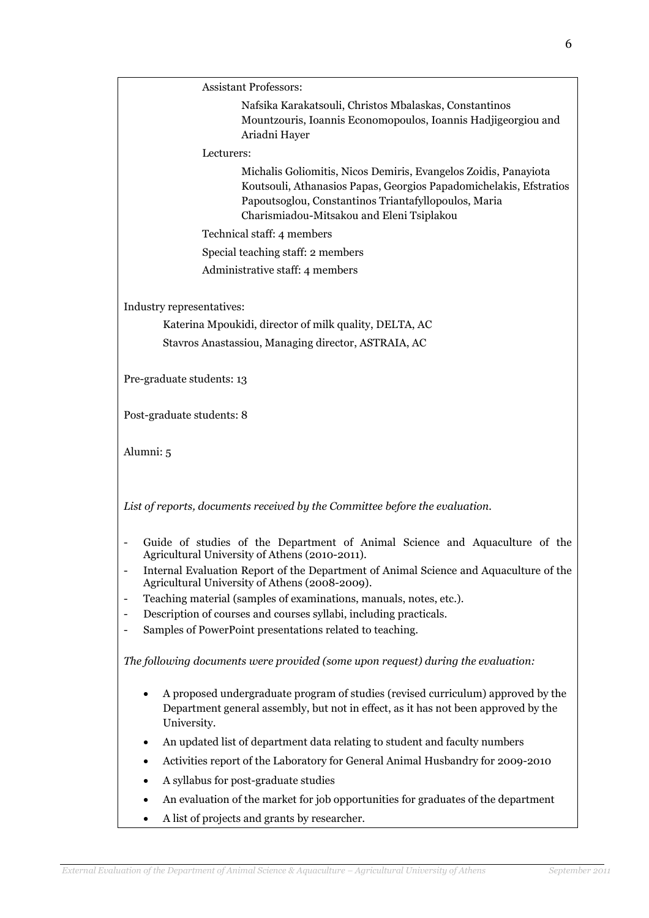Assistant Professors:

Nafsika Karakatsouli, Christos Mbalaskas, Constantinos Mountzouris, Ioannis Economopoulos, Ioannis Hadjigeorgiou and Ariadni Hayer

Lecturers:

Michalis Goliomitis, Nicos Demiris, Evangelos Zoidis, Panayiota Koutsouli, Athanasios Papas, Georgios Papadomichelakis, Efstratios Papoutsoglou, Constantinos Triantafyllopoulos, Maria Charismiadou-Mitsakou and Eleni Tsiplakou

Technical staff: 4 members

Special teaching staff: 2 members

Administrative staff: 4 members

Industry representatives:

Katerina Mpoukidi, director of milk quality, DELTA, AC

Stavros Anastassiou, Managing director, ASTRAIA, AC

Pre-graduate students: 13

Post-graduate students: 8

Alumni: 5

*List of reports, documents received by the Committee before the evaluation.*

- Guide of studies of the Department of Animal Science and Aquaculture of the Agricultural University of Athens (2010-2011).
- Internal Evaluation Report of the Department of Animal Science and Aquaculture of the Agricultural University of Athens (2008-2009).
- Teaching material (samples of examinations, manuals, notes, etc.).
- Description of courses and courses syllabi, including practicals.
- Samples of PowerPoint presentations related to teaching.

*The following documents were provided (some upon request) during the evaluation:*

- A proposed undergraduate program of studies (revised curriculum) approved by the Department general assembly, but not in effect, as it has not been approved by the University.
- An updated list of department data relating to student and faculty numbers
- Activities report of the Laboratory for General Animal Husbandry for 2009-2010
- A syllabus for post-graduate studies
- An evaluation of the market for job opportunities for graduates of the department
- A list of projects and grants by researcher.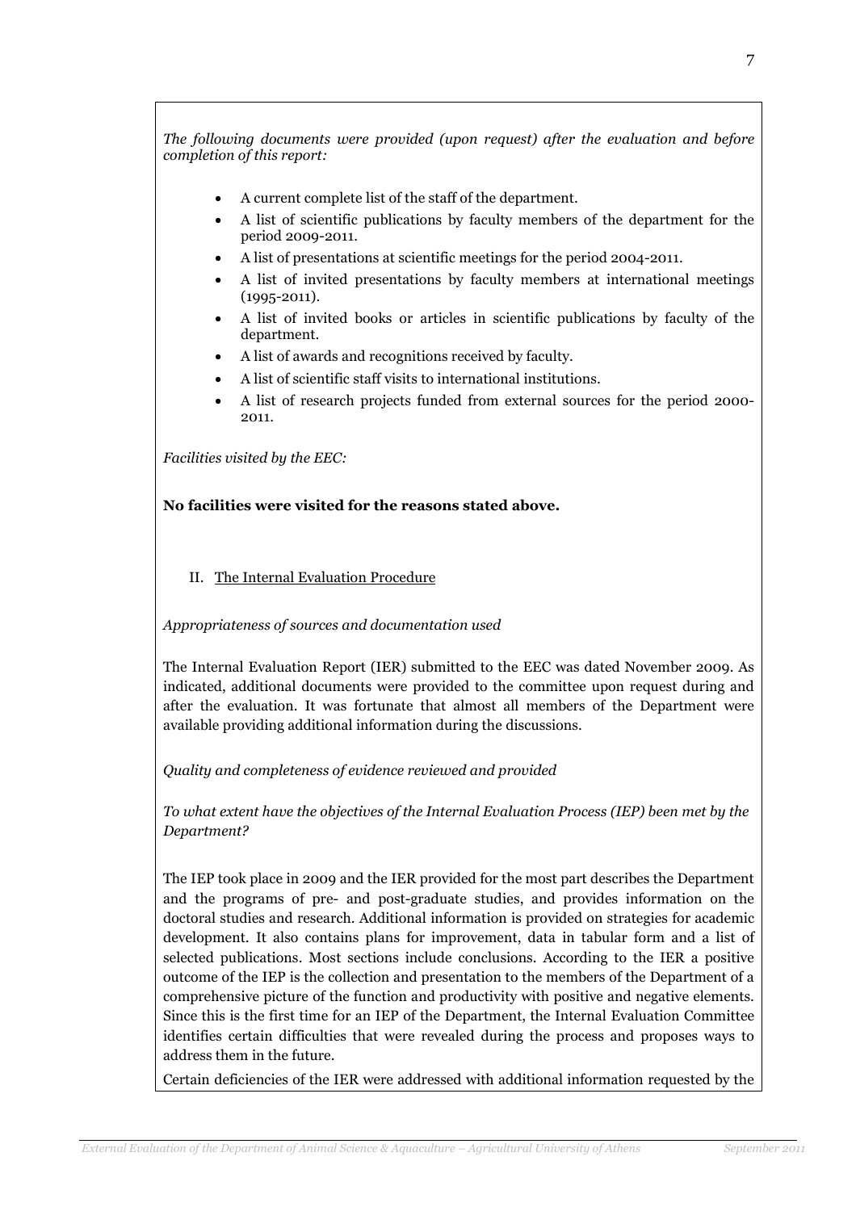*The following documents were provided (upon request) after the evaluation and before completion of this report:*

- A current complete list of the staff of the department.
- A list of scientific publications by faculty members of the department for the period 2009-2011.
- A list of presentations at scientific meetings for the period 2004-2011.
- A list of invited presentations by faculty members at international meetings (1995-2011).
- A list of invited books or articles in scientific publications by faculty of the department.
- A list of awards and recognitions received by faculty.
- A list of scientific staff visits to international institutions.
- A list of research projects funded from external sources for the period 2000-2011.

*Facilities visited by the EEC:*

**No facilities were visited for the reasons stated above.**

II. The Internal Evaluation Procedure

*Appropriateness of sources and documentation used*

The Internal Evaluation Report (IER) submitted to the EEC was dated November 2009. As indicated, additional documents were provided to the committee upon request during and after the evaluation. It was fortunate that almost all members of the Department were available providing additional information during the discussions.

*Quality and completeness of evidence reviewed and provided*

*To what extent have the objectives of the Internal Evaluation Process (IEP) been met by the Department?*

The IEP took place in 2009 and the IER provided for the most part describes the Department and the programs of pre- and post-graduate studies, and provides information on the doctoral studies and research. Additional information is provided on strategies for academic development. It also contains plans for improvement, data in tabular form and a list of selected publications. Most sections include conclusions. According to the IER a positive outcome of the IEP is the collection and presentation to the members of the Department of a comprehensive picture of the function and productivity with positive and negative elements. Since this is the first time for an IEP of the Department, the Internal Evaluation Committee identifies certain difficulties that were revealed during the process and proposes ways to address them in the future.

Certain deficiencies of the IER were addressed with additional information requested by the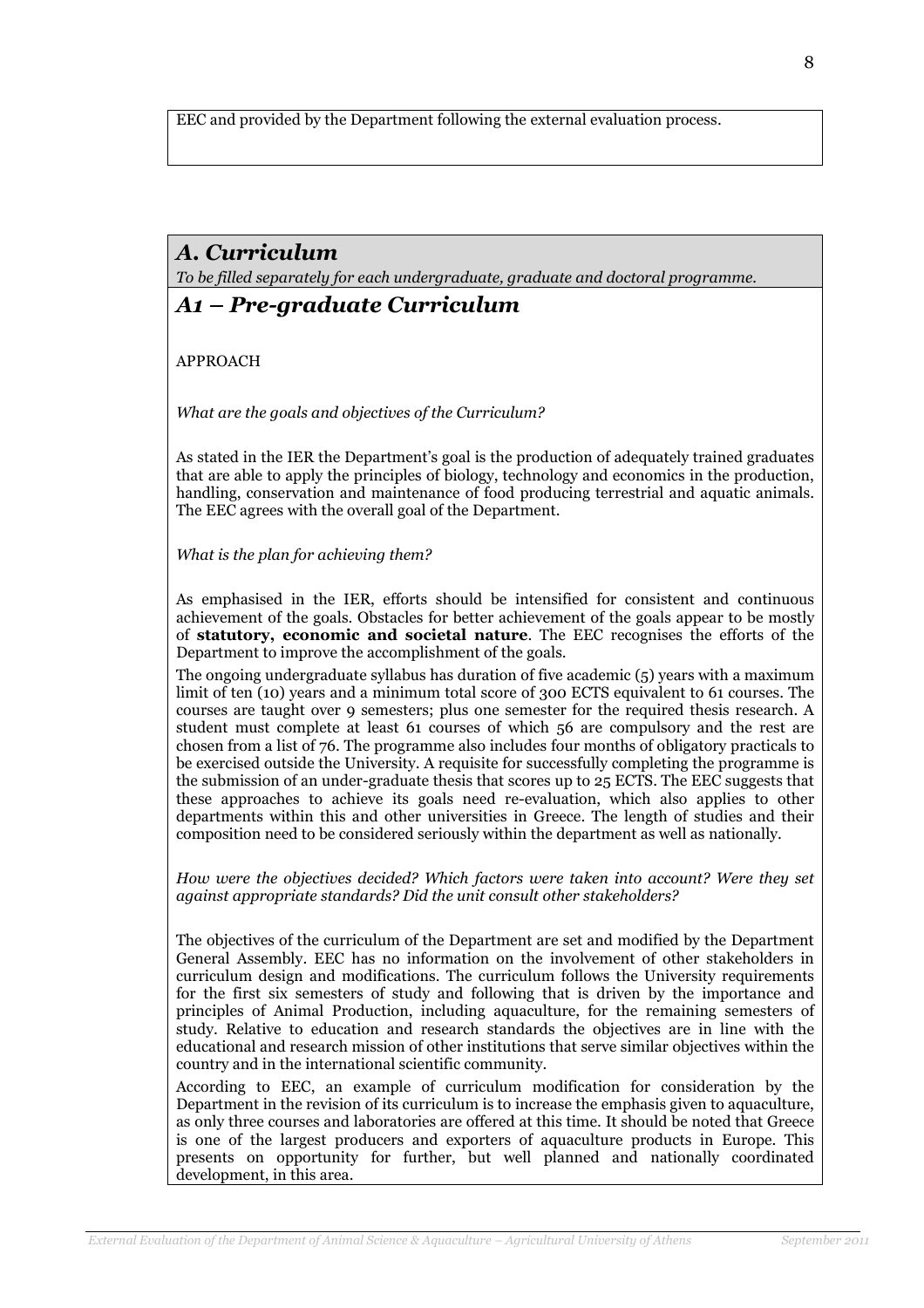EEC and provided by the Department following the external evaluation process.

## *A. Curriculum*

*To be filled separately for each undergraduate, graduate and doctoral programme.*

## *A1 – Pre-graduate Curriculum*

APPROACH

*What are the goals and objectives of the Curriculum?*

As stated in the IER the Department's goal is the production of adequately trained graduates that are able to apply the principles of biology, technology and economics in the production, handling, conservation and maintenance of food producing terrestrial and aquatic animals. The EEC agrees with the overall goal of the Department.

*What is the plan for achieving them?*

As emphasised in the IER, efforts should be intensified for consistent and continuous achievement of the goals. Obstacles for better achievement of the goals appear to be mostly of **statutory, economic and societal nature**. The EEC recognises the efforts of the Department to improve the accomplishment of the goals.

The ongoing undergraduate syllabus has duration of five academic (5) years with a maximum limit of ten (10) years and a minimum total score of 300 ECTS equivalent to 61 courses. The courses are taught over 9 semesters; plus one semester for the required thesis research. A student must complete at least 61 courses of which 56 are compulsory and the rest are chosen from a list of 76. The programme also includes four months of obligatory practicals to be exercised outside the University. A requisite for successfully completing the programme is the submission of an under-graduate thesis that scores up to 25 ECTS. The EEC suggests that these approaches to achieve its goals need re-evaluation, which also applies to other departments within this and other universities in Greece. The length of studies and their composition need to be considered seriously within the department as well as nationally.

*How were the objectives decided? Which factors were taken into account? Were they set against appropriate standards? Did the unit consult other stakeholders?*

The objectives of the curriculum of the Department are set and modified by the Department General Assembly. EEC has no information on the involvement of other stakeholders in curriculum design and modifications. The curriculum follows the University requirements for the first six semesters of study and following that is driven by the importance and principles of Animal Production, including aquaculture, for the remaining semesters of study. Relative to education and research standards the objectives are in line with the educational and research mission of other institutions that serve similar objectives within the country and in the international scientific community.

According to EEC, an example of curriculum modification for consideration by the Department in the revision of its curriculum is to increase the emphasis given to aquaculture, as only three courses and laboratories are offered at this time. It should be noted that Greece is one of the largest producers and exporters of aquaculture products in Europe. This presents on opportunity for further, but well planned and nationally coordinated development, in this area.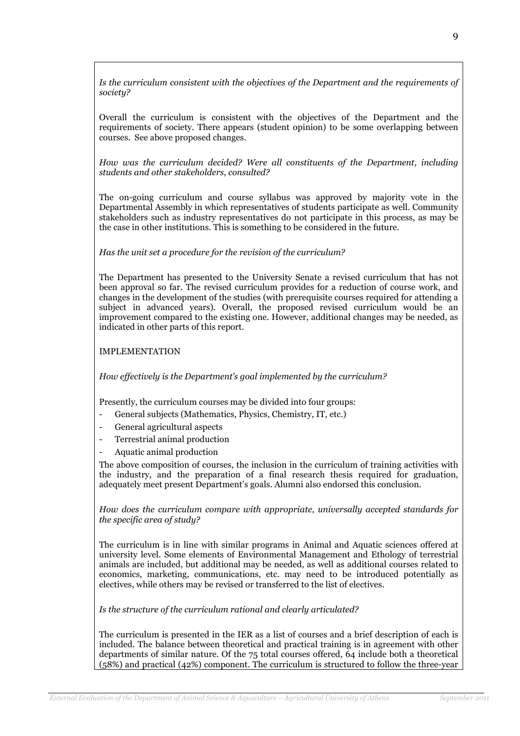*Is the curriculum consistent with the objectives of the Department and the requirements of society?*

Overall the curriculum is consistent with the objectives of the Department and the requirements of society. There appears (student opinion) to be some overlapping between courses. See above proposed changes.

*How was the curriculum decided? Were all constituents of the Department, including students and other stakeholders, consulted?*

The on-going curriculum and course syllabus was approved by majority vote in the Departmental Assembly in which representatives of students participate as well. Community stakeholders such as industry representatives do not participate in this process, as may be the case in other institutions. This is something to be considered in the future.

*Has the unit set a procedure for the revision of the curriculum?*

The Department has presented to the University Senate a revised curriculum that has not been approval so far. The revised curriculum provides for a reduction of course work, and changes in the development of the studies (with prerequisite courses required for attending a subject in advanced years). Overall, the proposed revised curriculum would be an improvement compared to the existing one. However, additional changes may be needed, as indicated in other parts of this report.

IMPLEMENTATION

*How effectively is the Department's goal implemented by the curriculum?*

Presently, the curriculum courses may be divided into four groups:

- General subjects (Mathematics, Physics, Chemistry, IT, etc.)
- General agricultural aspects
- Terrestrial animal production
- Aquatic animal production

The above composition of courses, the inclusion in the curriculum of training activities with the industry, and the preparation of a final research thesis required for graduation, adequately meet present Department's goals. Alumni also endorsed this conclusion.

*How does the curriculum compare with appropriate, universally accepted standards for the specific area of study?*

The curriculum is in line with similar programs in Animal and Aquatic sciences offered at university level. Some elements of Environmental Management and Ethology of terrestrial animals are included, but additional may be needed, as well as additional courses related to economics, marketing, communications, etc. may need to be introduced potentially as electives, while others may be revised or transferred to the list of electives.

*Is the structure of the curriculum rational and clearly articulated?*

The curriculum is presented in the IER as a list of courses and a brief description of each is included. The balance between theoretical and practical training is in agreement with other departments of similar nature. Of the 75 total courses offered, 64 include both a theoretical (58%) and practical (42%) component. The curriculum is structured to follow the three-year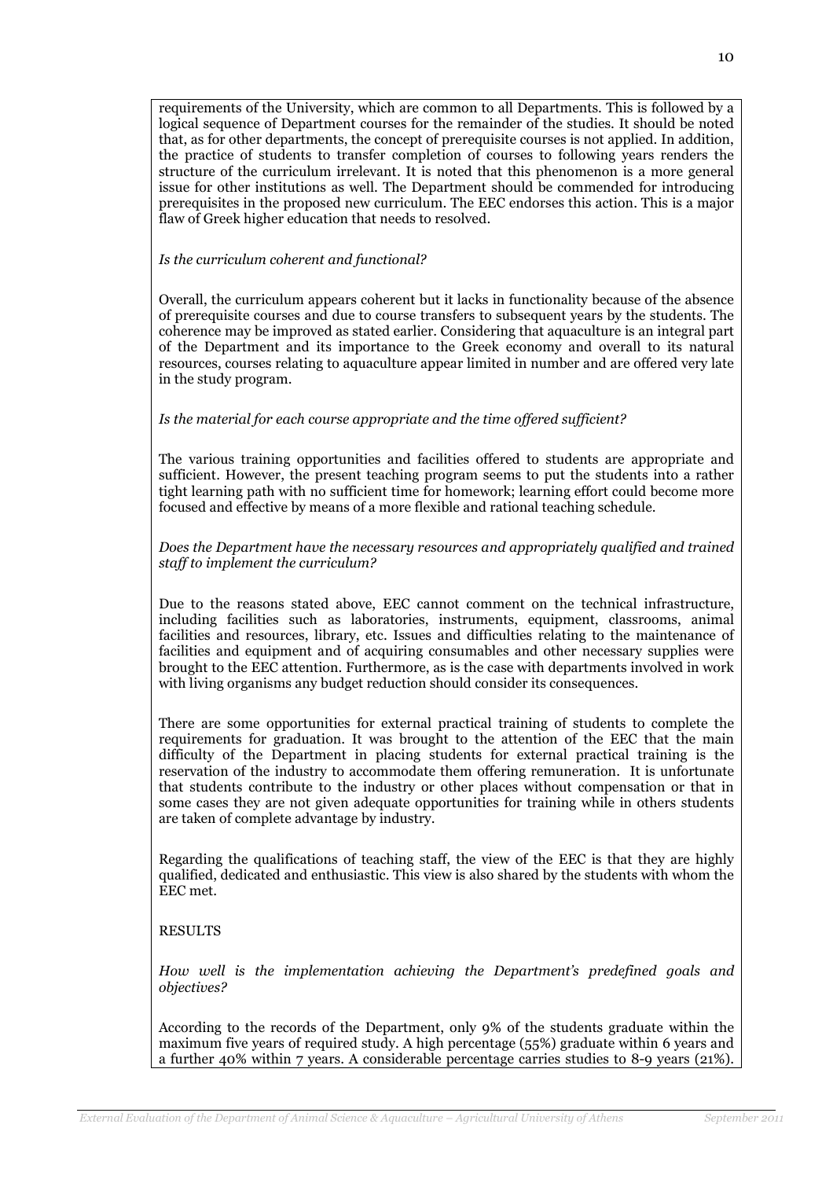requirements of the University, which are common to all Departments. This is followed by a logical sequence of Department courses for the remainder of the studies. It should be noted that, as for other departments, the concept of prerequisite courses is not applied. In addition, the practice of students to transfer completion of courses to following years renders the structure of the curriculum irrelevant. It is noted that this phenomenon is a more general issue for other institutions as well. The Department should be commended for introducing prerequisites in the proposed new curriculum. The EEC endorses this action. This is a major flaw of Greek higher education that needs to resolved.

*Is the curriculum coherent and functional?*

Overall, the curriculum appears coherent but it lacks in functionality because of the absence of prerequisite courses and due to course transfers to subsequent years by the students. The coherence may be improved as stated earlier. Considering that aquaculture is an integral part of the Department and its importance to the Greek economy and overall to its natural resources, courses relating to aquaculture appear limited in number and are offered very late in the study program.

*Is the material for each course appropriate and the time offered sufficient?*

The various training opportunities and facilities offered to students are appropriate and sufficient. However, the present teaching program seems to put the students into a rather tight learning path with no sufficient time for homework; learning effort could become more focused and effective by means of a more flexible and rational teaching schedule.

*Does the Department have the necessary resources and appropriately qualified and trained staff to implement the curriculum?*

Due to the reasons stated above, EEC cannot comment on the technical infrastructure, including facilities such as laboratories, instruments, equipment, classrooms, animal facilities and resources, library, etc. Issues and difficulties relating to the maintenance of facilities and equipment and of acquiring consumables and other necessary supplies were brought to the EEC attention. Furthermore, as is the case with departments involved in work with living organisms any budget reduction should consider its consequences.

There are some opportunities for external practical training of students to complete the requirements for graduation. It was brought to the attention of the EEC that the main difficulty of the Department in placing students for external practical training is the reservation of the industry to accommodate them offering remuneration. It is unfortunate that students contribute to the industry or other places without compensation or that in some cases they are not given adequate opportunities for training while in others students are taken of complete advantage by industry.

Regarding the qualifications of teaching staff, the view of the EEC is that they are highly qualified, dedicated and enthusiastic. This view is also shared by the students with whom the EEC met.

RESULTS

*How well is the implementation achieving the Department's predefined goals and objectives?*

According to the records of the Department, only 9% of the students graduate within the maximum five years of required study. A high percentage (55%) graduate within 6 years and a further 40% within 7 years. A considerable percentage carries studies to 8-9 years (21%).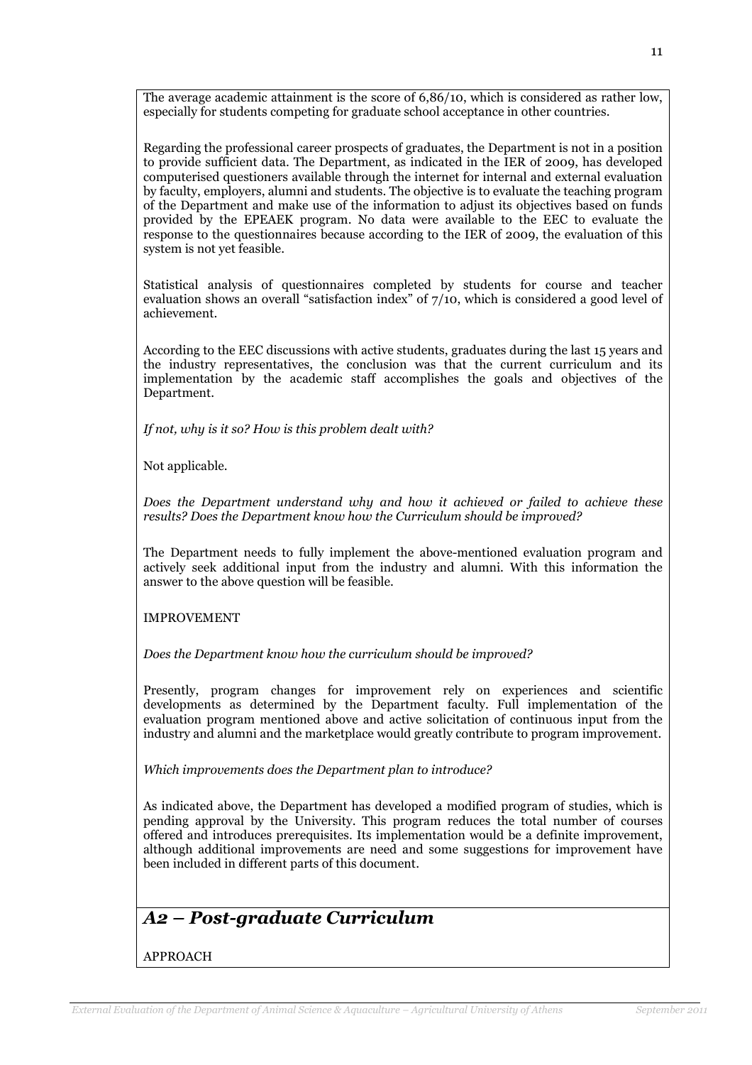The average academic attainment is the score of 6,86/10, which is considered as rather low, especially for students competing for graduate school acceptance in other countries.

Regarding the professional career prospects of graduates, the Department is not in a position to provide sufficient data. The Department, as indicated in the IER of 2009, has developed computerised questioners available through the internet for internal and external evaluation by faculty, employers, alumni and students. The objective is to evaluate the teaching program of the Department and make use of the information to adjust its objectives based on funds provided by the EPEAEK program. No data were available to the EEC to evaluate the response to the questionnaires because according to the IER of 2009, the evaluation of this system is not yet feasible.

Statistical analysis of questionnaires completed by students for course and teacher evaluation shows an overall "satisfaction index" of 7/10, which is considered a good level of achievement.

According to the EEC discussions with active students, graduates during the last 15 years and the industry representatives, the conclusion was that the current curriculum and its implementation by the academic staff accomplishes the goals and objectives of the Department.

*If not, why is it so? How is this problem dealt with?*

Not applicable.

*Does the Department understand why and how it achieved or failed to achieve these results? Does the Department know how the Curriculum should be improved?*

The Department needs to fully implement the above-mentioned evaluation program and actively seek additional input from the industry and alumni. With this information the answer to the above question will be feasible.

IMPROVEMENT

*Does the Department know how the curriculum should be improved?*

Presently, program changes for improvement rely on experiences and scientific developments as determined by the Department faculty. Full implementation of the evaluation program mentioned above and active solicitation of continuous input from the industry and alumni and the marketplace would greatly contribute to program improvement.

*Which improvements does the Department plan to introduce?*

As indicated above, the Department has developed a modified program of studies, which is pending approval by the University. This program reduces the total number of courses offered and introduces prerequisites. Its implementation would be a definite improvement, although additional improvements are need and some suggestions for improvement have been included in different parts of this document.

## *A2 – Post-graduate Curriculum*

APPROACH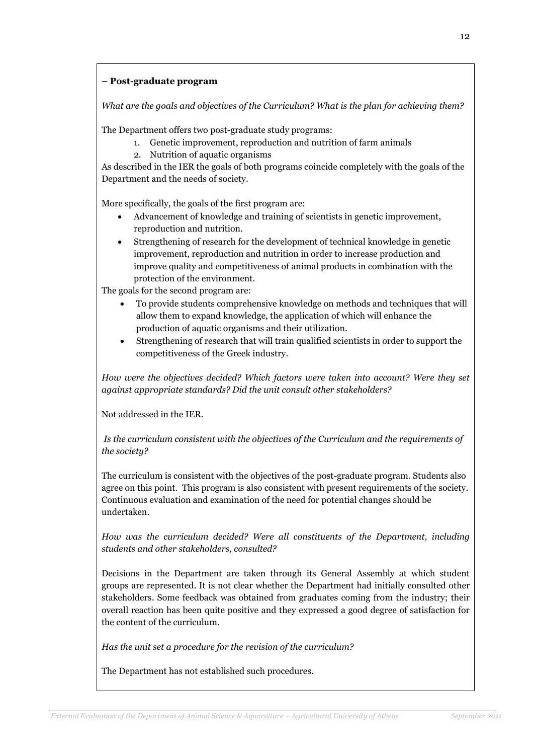**– Post-graduate program**

*What are the goals and objectives of the Curriculum? What is the plan for achieving them?*

The Department offers two post-graduate study programs:

1. Genetic improvement, reproduction and nutrition of farm animals
2. Nutrition of aquatic organisms

As described in the IER the goals of both programs coincide completely with the goals of the Department and the needs of society.

More specifically, the goals of the first program are:

- Advancement of knowledge and training of scientists in genetic improvement, reproduction and nutrition.
- Strengthening of research for the development of technical knowledge in genetic improvement, reproduction and nutrition in order to increase production and improve quality and competitiveness of animal products in combination with the protection of the environment.

The goals for the second program are:

- To provide students comprehensive knowledge on methods and techniques that will allow them to expand knowledge, the application of which will enhance the production of aquatic organisms and their utilization.
- Strengthening of research that will train qualified scientists in order to support the competitiveness of the Greek industry.

*How were the objectives decided? Which factors were taken into account? Were they set against appropriate standards? Did the unit consult other stakeholders?*

Not addressed in the IER.

*Is the curriculum consistent with the objectives of the Curriculum and the requirements of the society?*

The curriculum is consistent with the objectives of the post-graduate program. Students also agree on this point. This program is also consistent with present requirements of the society. Continuous evaluation and examination of the need for potential changes should be undertaken.

*How was the curriculum decided? Were all constituents of the Department, including students and other stakeholders, consulted?*

Decisions in the Department are taken through its General Assembly at which student groups are represented. It is not clear whether the Department had initially consulted other stakeholders. Some feedback was obtained from graduates coming from the industry; their overall reaction has been quite positive and they expressed a good degree of satisfaction for the content of the curriculum.

*Has the unit set a procedure for the revision of the curriculum?*

The Department has not established such procedures.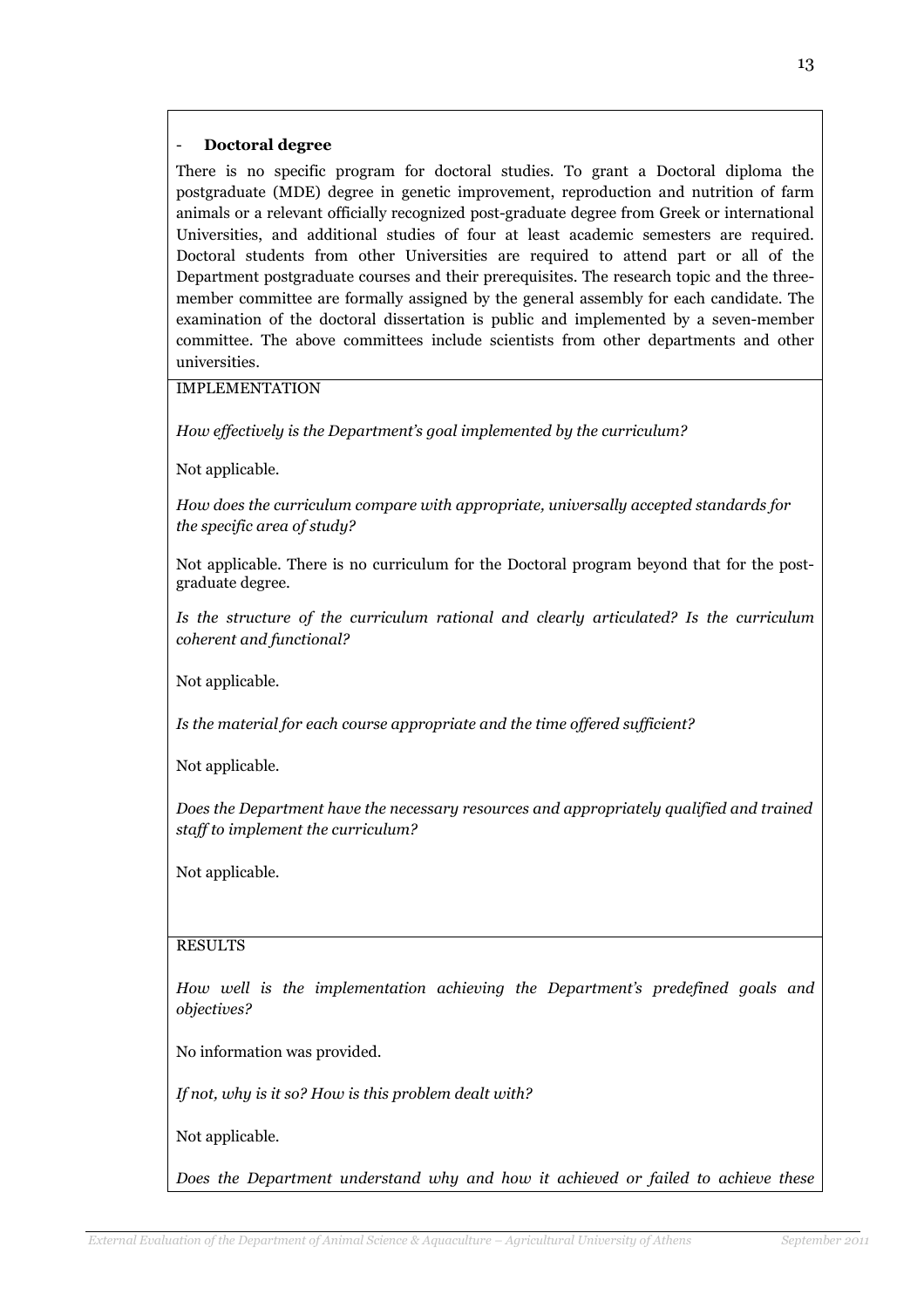- **Doctoral degree**

There is no specific program for doctoral studies. To grant a Doctoral diploma the postgraduate (MDE) degree in genetic improvement, reproduction and nutrition of farm animals or a relevant officially recognized post-graduate degree from Greek or international Universities, and additional studies of four at least academic semesters are required. Doctoral students from other Universities are required to attend part or all of the Department postgraduate courses and their prerequisites. The research topic and the three-member committee are formally assigned by the general assembly for each candidate. The examination of the doctoral dissertation is public and implemented by a seven-member committee. The above committees include scientists from other departments and other universities.

IMPLEMENTATION

*How effectively is the Department's goal implemented by the curriculum?*

Not applicable.

*How does the curriculum compare with appropriate, universally accepted standards for the specific area of study?*

Not applicable. There is no curriculum for the Doctoral program beyond that for the post-graduate degree.

*Is the structure of the curriculum rational and clearly articulated? Is the curriculum coherent and functional?*

Not applicable.

*Is the material for each course appropriate and the time offered sufficient?*

Not applicable.

*Does the Department have the necessary resources and appropriately qualified and trained staff to implement the curriculum?*

Not applicable.

RESULTS

*How well is the implementation achieving the Department's predefined goals and objectives?*

No information was provided.

*If not, why is it so? How is this problem dealt with?*

Not applicable.

*Does the Department understand why and how it achieved or failed to achieve these*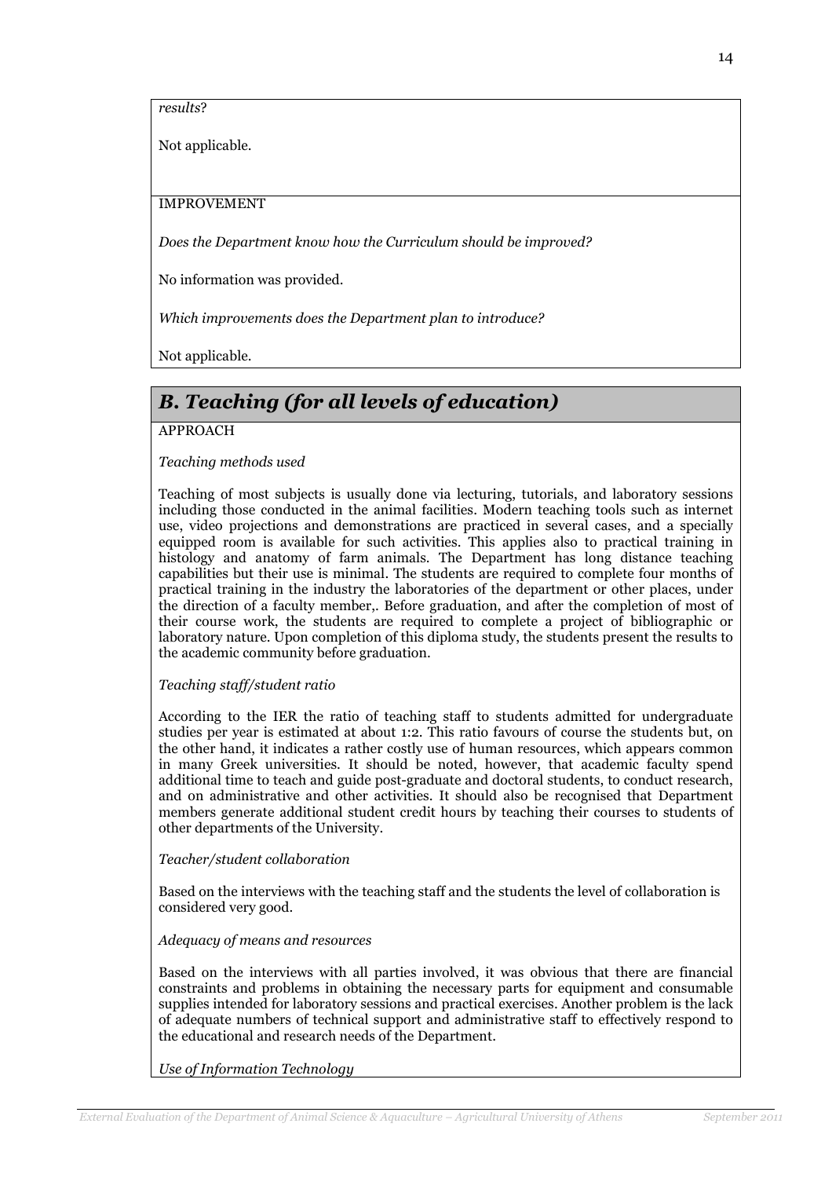*results*?

Not applicable.

IMPROVEMENT

*Does the Department know how the Curriculum should be improved?*

No information was provided.

*Which improvements does the Department plan to introduce?*

Not applicable.

## *B. Teaching (for all levels of education)*

APPROACH

*Teaching methods used*

Teaching of most subjects is usually done via lecturing, tutorials, and laboratory sessions including those conducted in the animal facilities. Modern teaching tools such as internet use, video projections and demonstrations are practiced in several cases, and a specially equipped room is available for such activities. This applies also to practical training in histology and anatomy of farm animals. The Department has long distance teaching capabilities but their use is minimal. The students are required to complete four months of practical training in the industry the laboratories of the department or other places, under the direction of a faculty member,. Before graduation, and after the completion of most of their course work, the students are required to complete a project of bibliographic or laboratory nature. Upon completion of this diploma study, the students present the results to the academic community before graduation.

*Teaching staff/student ratio*

According to the IER the ratio of teaching staff to students admitted for undergraduate studies per year is estimated at about 1:2. This ratio favours of course the students but, on the other hand, it indicates a rather costly use of human resources, which appears common in many Greek universities. It should be noted, however, that academic faculty spend additional time to teach and guide post-graduate and doctoral students, to conduct research, and on administrative and other activities. It should also be recognised that Department members generate additional student credit hours by teaching their courses to students of other departments of the University.

*Teacher/student collaboration*

Based on the interviews with the teaching staff and the students the level of collaboration is considered very good.

*Adequacy of means and resources*

Based on the interviews with all parties involved, it was obvious that there are financial constraints and problems in obtaining the necessary parts for equipment and consumable supplies intended for laboratory sessions and practical exercises. Another problem is the lack of adequate numbers of technical support and administrative staff to effectively respond to the educational and research needs of the Department.

*Use of Information Technology*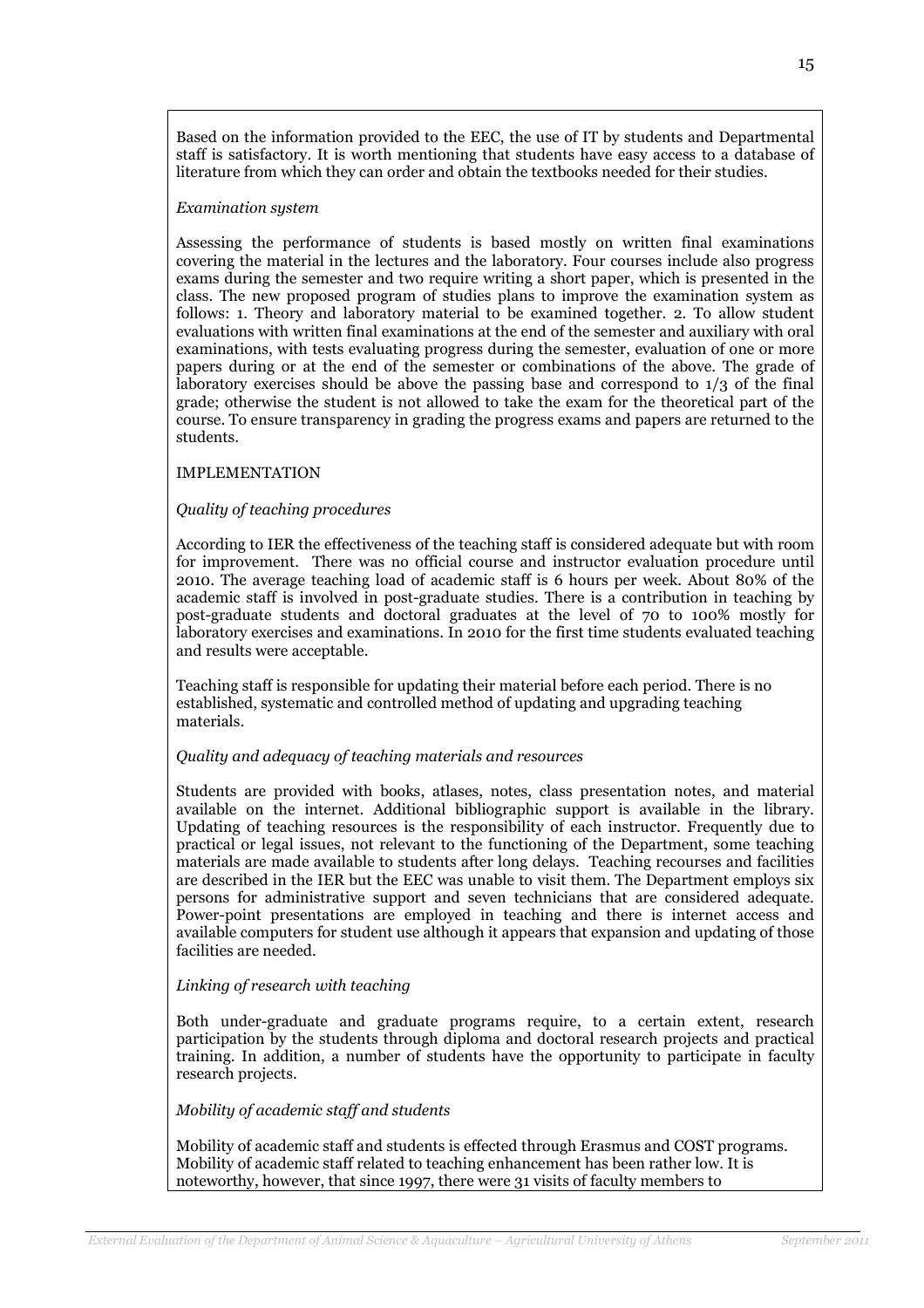Based on the information provided to the EEC, the use of IT by students and Departmental staff is satisfactory. It is worth mentioning that students have easy access to a database of literature from which they can order and obtain the textbooks needed for their studies.

*Examination system*

Assessing the performance of students is based mostly on written final examinations covering the material in the lectures and the laboratory. Four courses include also progress exams during the semester and two require writing a short paper, which is presented in the class. The new proposed program of studies plans to improve the examination system as follows: 1. Theory and laboratory material to be examined together. 2. To allow student evaluations with written final examinations at the end of the semester and auxiliary with oral examinations, with tests evaluating progress during the semester, evaluation of one or more papers during or at the end of the semester or combinations of the above. The grade of laboratory exercises should be above the passing base and correspond to 1/3 of the final grade; otherwise the student is not allowed to take the exam for the theoretical part of the course. To ensure transparency in grading the progress exams and papers are returned to the students.

IMPLEMENTATION

*Quality of teaching procedures*

According to IER the effectiveness of the teaching staff is considered adequate but with room for improvement. There was no official course and instructor evaluation procedure until 2010. The average teaching load of academic staff is 6 hours per week. About 80% of the academic staff is involved in post-graduate studies. There is a contribution in teaching by post-graduate students and doctoral graduates at the level of 70 to 100% mostly for laboratory exercises and examinations. In 2010 for the first time students evaluated teaching and results were acceptable.

Teaching staff is responsible for updating their material before each period. There is no established, systematic and controlled method of updating and upgrading teaching materials.

*Quality and adequacy of teaching materials and resources*

Students are provided with books, atlases, notes, class presentation notes, and material available on the internet. Additional bibliographic support is available in the library. Updating of teaching resources is the responsibility of each instructor. Frequently due to practical or legal issues, not relevant to the functioning of the Department, some teaching materials are made available to students after long delays. Teaching recourses and facilities are described in the IER but the EEC was unable to visit them. The Department employs six persons for administrative support and seven technicians that are considered adequate. Power-point presentations are employed in teaching and there is internet access and available computers for student use although it appears that expansion and updating of those facilities are needed.

*Linking of research with teaching*

Both under-graduate and graduate programs require, to a certain extent, research participation by the students through diploma and doctoral research projects and practical training. In addition, a number of students have the opportunity to participate in faculty research projects.

*Mobility of academic staff and students*

Mobility of academic staff and students is effected through Erasmus and COST programs. Mobility of academic staff related to teaching enhancement has been rather low. It is noteworthy, however, that since 1997, there were 31 visits of faculty members to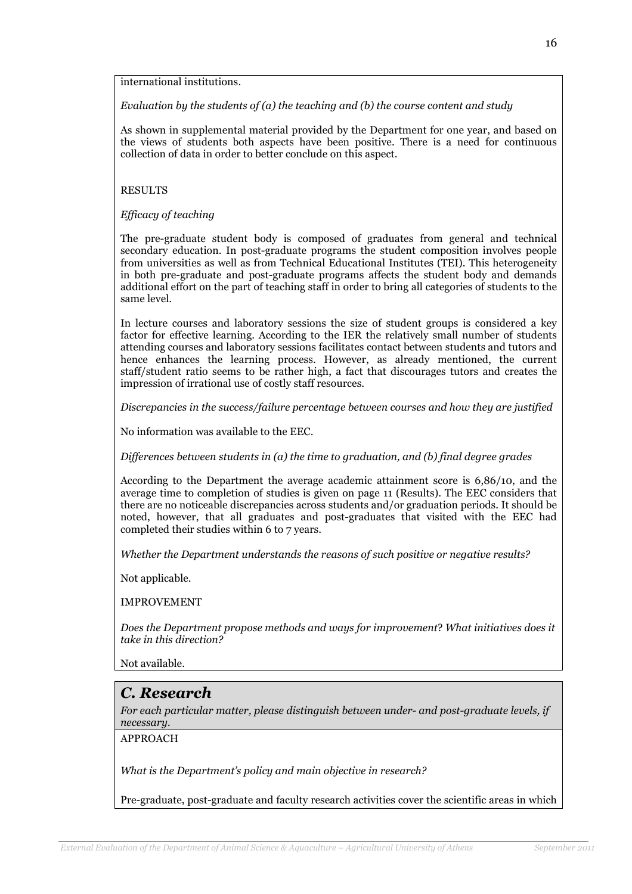international institutions.

*Evaluation by the students of (a) the teaching and (b) the course content and study*

As shown in supplemental material provided by the Department for one year, and based on the views of students both aspects have been positive. There is a need for continuous collection of data in order to better conclude on this aspect.

RESULTS

*Efficacy of teaching*

The pre-graduate student body is composed of graduates from general and technical secondary education. In post-graduate programs the student composition involves people from universities as well as from Technical Educational Institutes (TEI). This heterogeneity in both pre-graduate and post-graduate programs affects the student body and demands additional effort on the part of teaching staff in order to bring all categories of students to the same level.

In lecture courses and laboratory sessions the size of student groups is considered a key factor for effective learning. According to the IER the relatively small number of students attending courses and laboratory sessions facilitates contact between students and tutors and hence enhances the learning process. However, as already mentioned, the current staff/student ratio seems to be rather high, a fact that discourages tutors and creates the impression of irrational use of costly staff resources.

*Discrepancies in the success/failure percentage between courses and how they are justified*

No information was available to the EEC.

*Differences between students in (a) the time to graduation, and (b) final degree grades*

According to the Department the average academic attainment score is 6,86/10, and the average time to completion of studies is given on page 11 (Results). The EEC considers that there are no noticeable discrepancies across students and/or graduation periods. It should be noted, however, that all graduates and post-graduates that visited with the EEC had completed their studies within 6 to 7 years.

*Whether the Department understands the reasons of such positive or negative results?*

Not applicable.

IMPROVEMENT

*Does the Department propose methods and ways for improvement? What initiatives does it take in this direction?*

Not available.

## *C. Research*

*For each particular matter, please distinguish between under- and post-graduate levels, if necessary.*

APPROACH

*What is the Department's policy and main objective in research?*

Pre-graduate, post-graduate and faculty research activities cover the scientific areas in which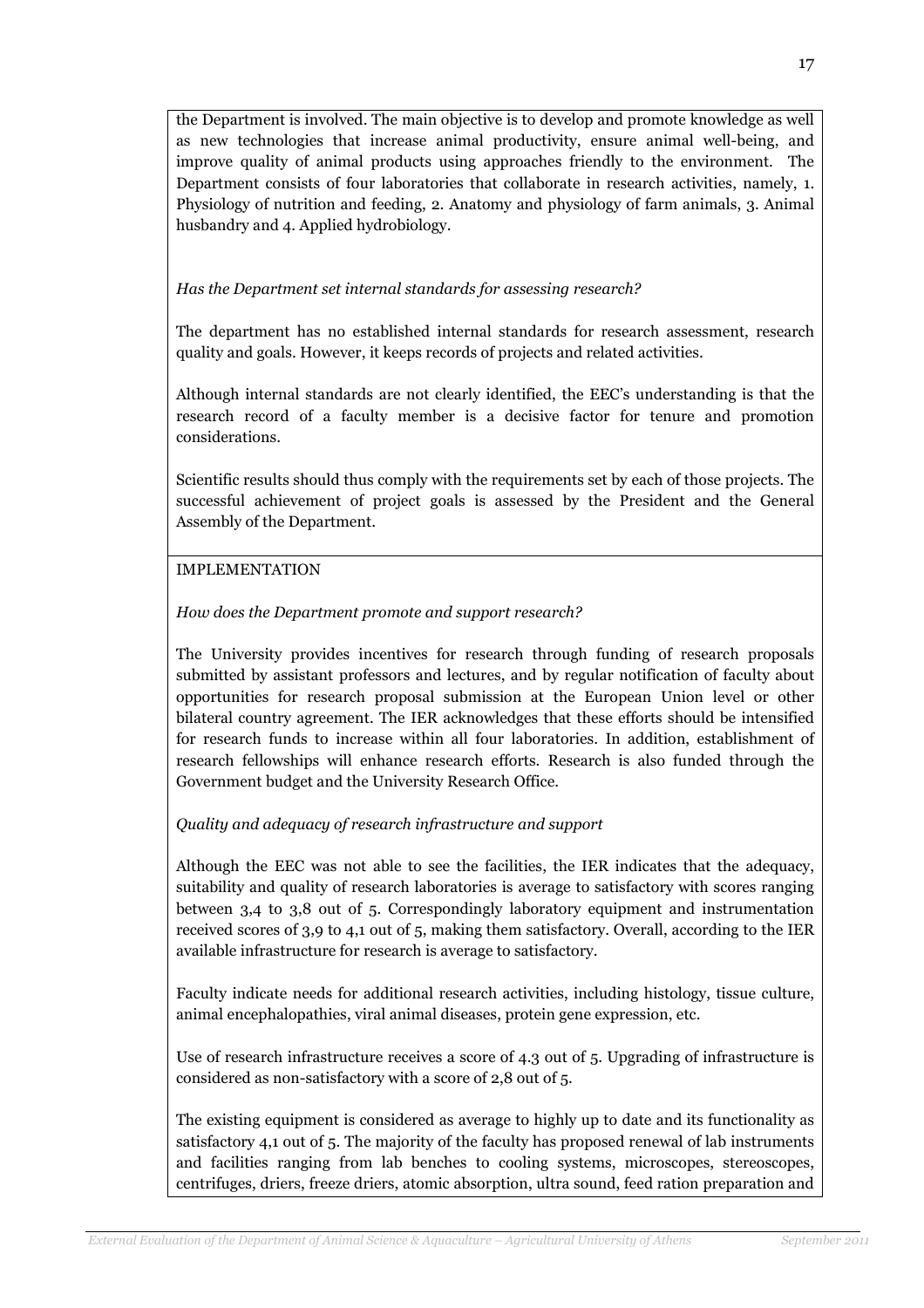the Department is involved. The main objective is to develop and promote knowledge as well as new technologies that increase animal productivity, ensure animal well-being, and improve quality of animal products using approaches friendly to the environment. The Department consists of four laboratories that collaborate in research activities, namely, 1. Physiology of nutrition and feeding, 2. Anatomy and physiology of farm animals, 3. Animal husbandry and 4. Applied hydrobiology.

*Has the Department set internal standards for assessing research?*

The department has no established internal standards for research assessment, research quality and goals. However, it keeps records of projects and related activities.

Although internal standards are not clearly identified, the EEC's understanding is that the research record of a faculty member is a decisive factor for tenure and promotion considerations.

Scientific results should thus comply with the requirements set by each of those projects. The successful achievement of project goals is assessed by the President and the General Assembly of the Department.

IMPLEMENTATION

*How does the Department promote and support research?*

The University provides incentives for research through funding of research proposals submitted by assistant professors and lectures, and by regular notification of faculty about opportunities for research proposal submission at the European Union level or other bilateral country agreement. The IER acknowledges that these efforts should be intensified for research funds to increase within all four laboratories. In addition, establishment of research fellowships will enhance research efforts. Research is also funded through the Government budget and the University Research Office.

*Quality and adequacy of research infrastructure and support*

Although the EEC was not able to see the facilities, the IER indicates that the adequacy, suitability and quality of research laboratories is average to satisfactory with scores ranging between 3,4 to 3,8 out of 5. Correspondingly laboratory equipment and instrumentation received scores of 3,9 to 4,1 out of 5, making them satisfactory. Overall, according to the IER available infrastructure for research is average to satisfactory.

Faculty indicate needs for additional research activities, including histology, tissue culture, animal encephalopathies, viral animal diseases, protein gene expression, etc.

Use of research infrastructure receives a score of 4.3 out of 5. Upgrading of infrastructure is considered as non-satisfactory with a score of 2,8 out of 5.

The existing equipment is considered as average to highly up to date and its functionality as satisfactory 4,1 out of 5. The majority of the faculty has proposed renewal of lab instruments and facilities ranging from lab benches to cooling systems, microscopes, stereoscopes, centrifuges, driers, freeze driers, atomic absorption, ultra sound, feed ration preparation and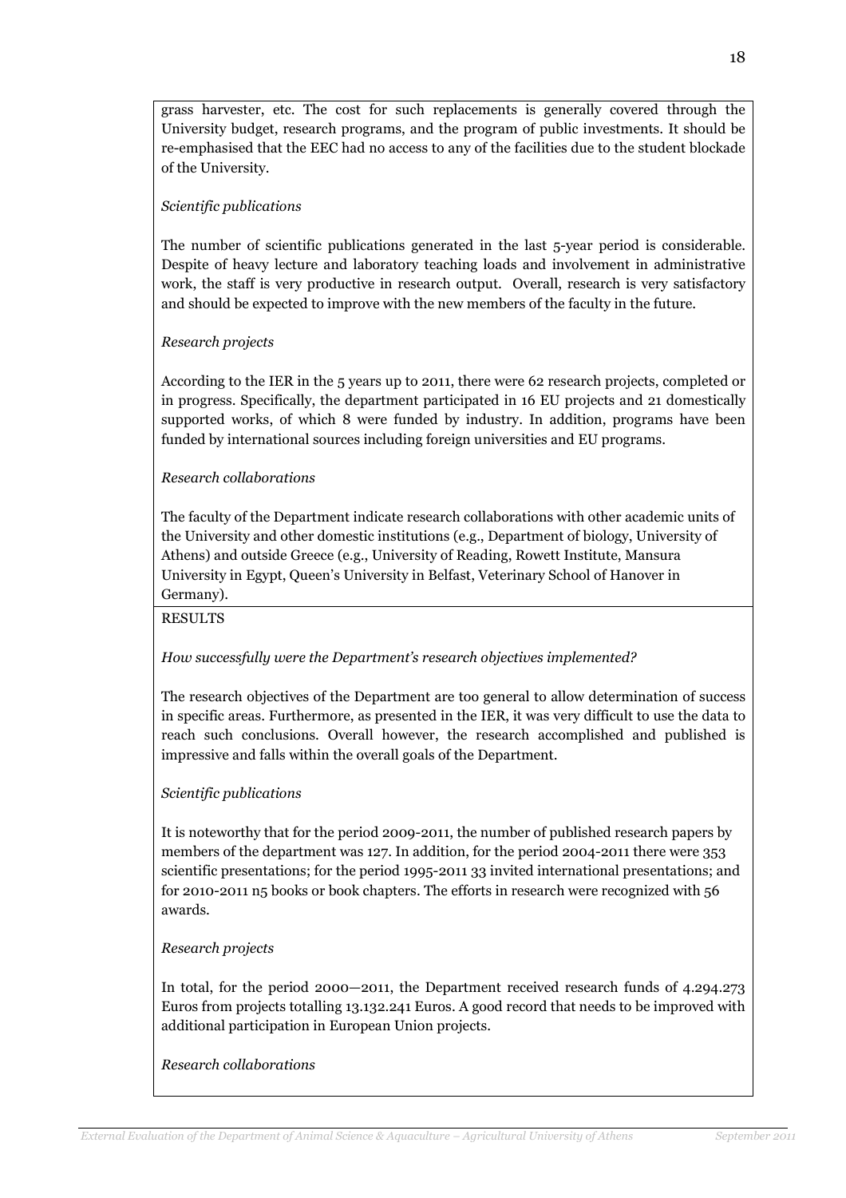grass harvester, etc. The cost for such replacements is generally covered through the University budget, research programs, and the program of public investments. It should be re-emphasised that the EEC had no access to any of the facilities due to the student blockade of the University.

*Scientific publications*

The number of scientific publications generated in the last 5-year period is considerable. Despite of heavy lecture and laboratory teaching loads and involvement in administrative work, the staff is very productive in research output. Overall, research is very satisfactory and should be expected to improve with the new members of the faculty in the future.

*Research projects*

According to the IER in the 5 years up to 2011, there were 62 research projects, completed or in progress. Specifically, the department participated in 16 EU projects and 21 domestically supported works, of which 8 were funded by industry. In addition, programs have been funded by international sources including foreign universities and EU programs.

*Research collaborations*

The faculty of the Department indicate research collaborations with other academic units of the University and other domestic institutions (e.g., Department of biology, University of Athens) and outside Greece (e.g., University of Reading, Rowett Institute, Mansura University in Egypt, Queen's University in Belfast, Veterinary School of Hanover in Germany).

RESULTS

*How successfully were the Department's research objectives implemented?*

The research objectives of the Department are too general to allow determination of success in specific areas. Furthermore, as presented in the IER, it was very difficult to use the data to reach such conclusions. Overall however, the research accomplished and published is impressive and falls within the overall goals of the Department.

*Scientific publications*

It is noteworthy that for the period 2009-2011, the number of published research papers by members of the department was 127. In addition, for the period 2004-2011 there were 353 scientific presentations; for the period 1995-2011 33 invited international presentations; and for 2010-2011 n5 books or book chapters. The efforts in research were recognized with 56 awards.

*Research projects*

In total, for the period 2000—2011, the Department received research funds of 4.294.273 Euros from projects totalling 13.132.241 Euros. A good record that needs to be improved with additional participation in European Union projects.

*Research collaborations*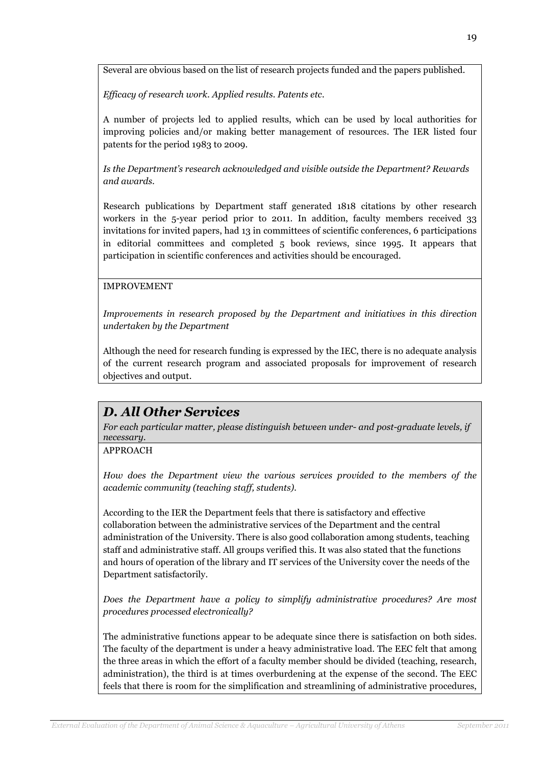Several are obvious based on the list of research projects funded and the papers published.

*Efficacy of research work. Applied results. Patents etc.*

A number of projects led to applied results, which can be used by local authorities for improving policies and/or making better management of resources. The IER listed four patents for the period 1983 to 2009.

*Is the Department's research acknowledged and visible outside the Department? Rewards and awards.*

Research publications by Department staff generated 1818 citations by other research workers in the 5-year period prior to 2011. In addition, faculty members received 33 invitations for invited papers, had 13 in committees of scientific conferences, 6 participations in editorial committees and completed 5 book reviews, since 1995. It appears that participation in scientific conferences and activities should be encouraged.

IMPROVEMENT

*Improvements in research proposed by the Department and initiatives in this direction undertaken by the Department*

Although the need for research funding is expressed by the IEC, there is no adequate analysis of the current research program and associated proposals for improvement of research objectives and output.

## *D. All Other Services*

*For each particular matter, please distinguish between under- and post-graduate levels, if necessary.*

APPROACH

*How does the Department view the various services provided to the members of the academic community (teaching staff, students).*

According to the IER the Department feels that there is satisfactory and effective collaboration between the administrative services of the Department and the central administration of the University. There is also good collaboration among students, teaching staff and administrative staff. All groups verified this. It was also stated that the functions and hours of operation of the library and IT services of the University cover the needs of the Department satisfactorily.

*Does the Department have a policy to simplify administrative procedures? Are most procedures processed electronically?*

The administrative functions appear to be adequate since there is satisfaction on both sides. The faculty of the department is under a heavy administrative load. The EEC felt that among the three areas in which the effort of a faculty member should be divided (teaching, research, administration), the third is at times overburdening at the expense of the second. The EEC feels that there is room for the simplification and streamlining of administrative procedures,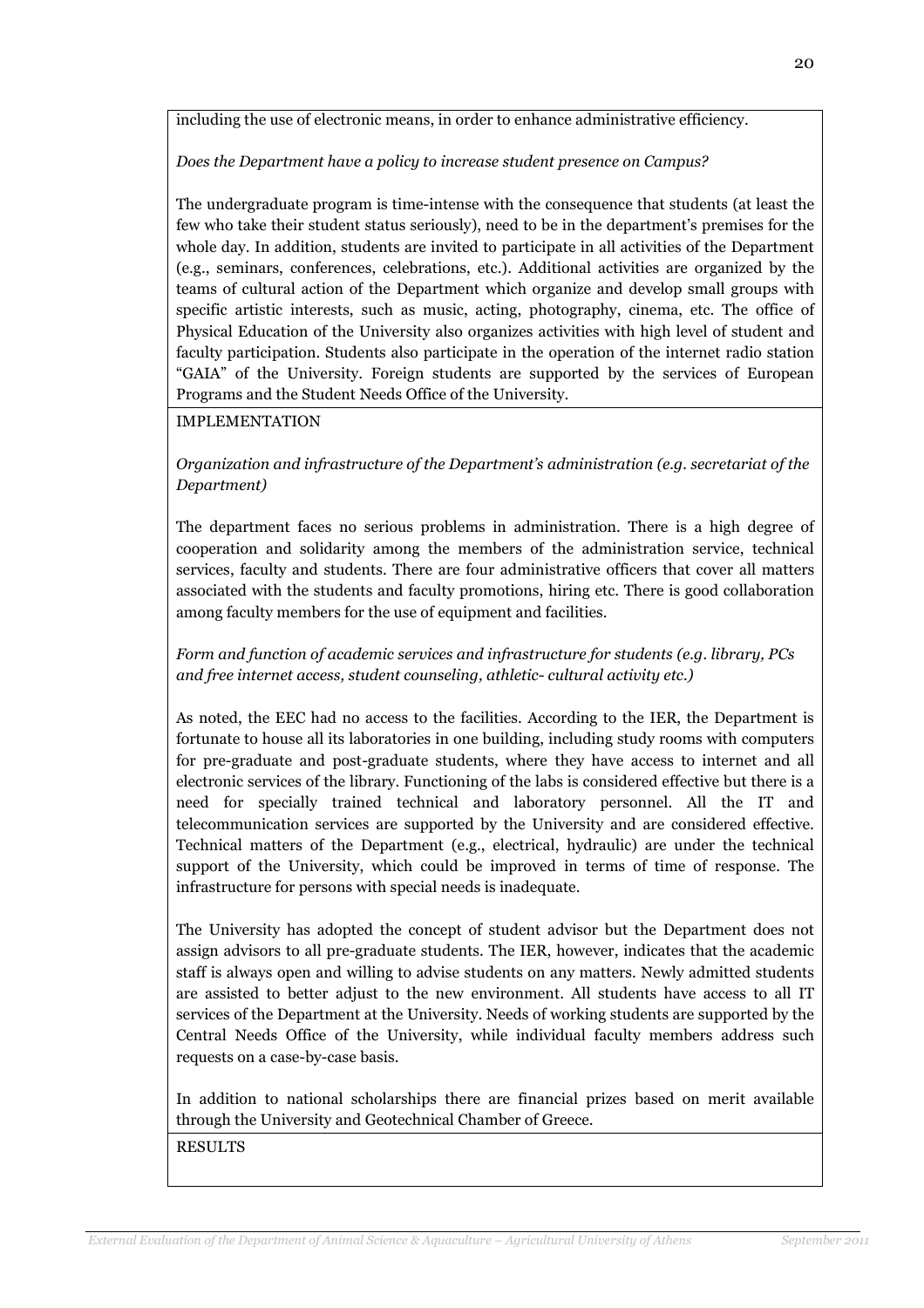including the use of electronic means, in order to enhance administrative efficiency.

*Does the Department have a policy to increase student presence on Campus?*

The undergraduate program is time-intense with the consequence that students (at least the few who take their student status seriously), need to be in the department's premises for the whole day. In addition, students are invited to participate in all activities of the Department (e.g., seminars, conferences, celebrations, etc.). Additional activities are organized by the teams of cultural action of the Department which organize and develop small groups with specific artistic interests, such as music, acting, photography, cinema, etc. The office of Physical Education of the University also organizes activities with high level of student and faculty participation. Students also participate in the operation of the internet radio station "GAIA" of the University. Foreign students are supported by the services of European Programs and the Student Needs Office of the University.

IMPLEMENTATION

*Organization and infrastructure of the Department's administration (e.g. secretariat of the Department)*

The department faces no serious problems in administration. There is a high degree of cooperation and solidarity among the members of the administration service, technical services, faculty and students. There are four administrative officers that cover all matters associated with the students and faculty promotions, hiring etc. There is good collaboration among faculty members for the use of equipment and facilities.

*Form and function of academic services and infrastructure for students (e.g. library, PCs and free internet access, student counseling, athletic- cultural activity etc.)*

As noted, the EEC had no access to the facilities. According to the IER, the Department is fortunate to house all its laboratories in one building, including study rooms with computers for pre-graduate and post-graduate students, where they have access to internet and all electronic services of the library. Functioning of the labs is considered effective but there is a need for specially trained technical and laboratory personnel. All the IT and telecommunication services are supported by the University and are considered effective. Technical matters of the Department (e.g., electrical, hydraulic) are under the technical support of the University, which could be improved in terms of time of response. The infrastructure for persons with special needs is inadequate.

The University has adopted the concept of student advisor but the Department does not assign advisors to all pre-graduate students. The IER, however, indicates that the academic staff is always open and willing to advise students on any matters. Newly admitted students are assisted to better adjust to the new environment. All students have access to all IT services of the Department at the University. Needs of working students are supported by the Central Needs Office of the University, while individual faculty members address such requests on a case-by-case basis.

In addition to national scholarships there are financial prizes based on merit available through the University and Geotechnical Chamber of Greece.

RESULTS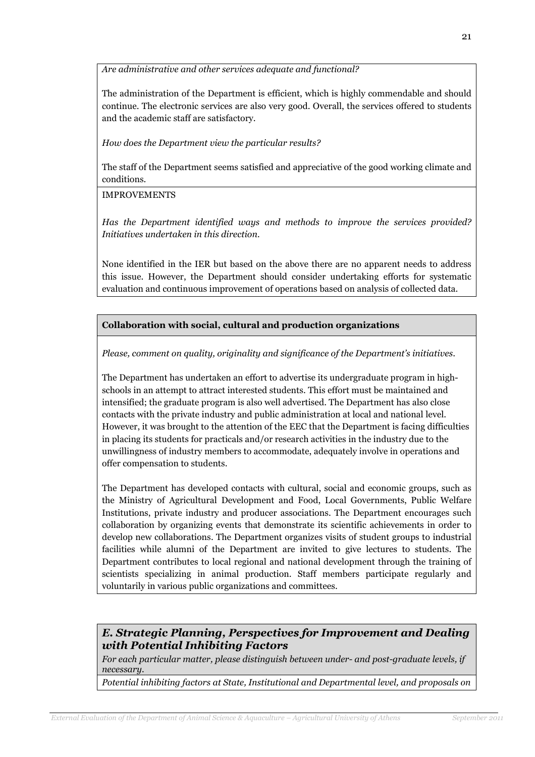*Are administrative and other services adequate and functional?*

The administration of the Department is efficient, which is highly commendable and should continue. The electronic services are also very good. Overall, the services offered to students and the academic staff are satisfactory.

*How does the Department view the particular results?*

The staff of the Department seems satisfied and appreciative of the good working climate and conditions.

IMPROVEMENTS

*Has the Department identified ways and methods to improve the services provided? Initiatives undertaken in this direction.*

None identified in the IER but based on the above there are no apparent needs to address this issue. However, the Department should consider undertaking efforts for systematic evaluation and continuous improvement of operations based on analysis of collected data.

**Collaboration with social, cultural and production organizations**

*Please, comment on quality, originality and significance of the Department's initiatives.*

The Department has undertaken an effort to advertise its undergraduate program in high-schools in an attempt to attract interested students. This effort must be maintained and intensified; the graduate program is also well advertised. The Department has also close contacts with the private industry and public administration at local and national level. However, it was brought to the attention of the EEC that the Department is facing difficulties in placing its students for practicals and/or research activities in the industry due to the unwillingness of industry members to accommodate, adequately involve in operations and offer compensation to students.

The Department has developed contacts with cultural, social and economic groups, such as the Ministry of Agricultural Development and Food, Local Governments, Public Welfare Institutions, private industry and producer associations. The Department encourages such collaboration by organizing events that demonstrate its scientific achievements in order to develop new collaborations. The Department organizes visits of student groups to industrial facilities while alumni of the Department are invited to give lectures to students. The Department contributes to local regional and national development through the training of scientists specializing in animal production. Staff members participate regularly and voluntarily in various public organizations and committees.

## *E. Strategic Planning, Perspectives for Improvement and Dealing with Potential Inhibiting Factors*

*For each particular matter, please distinguish between under- and post-graduate levels, if necessary.*

*Potential inhibiting factors at State, Institutional and Departmental level, and proposals on*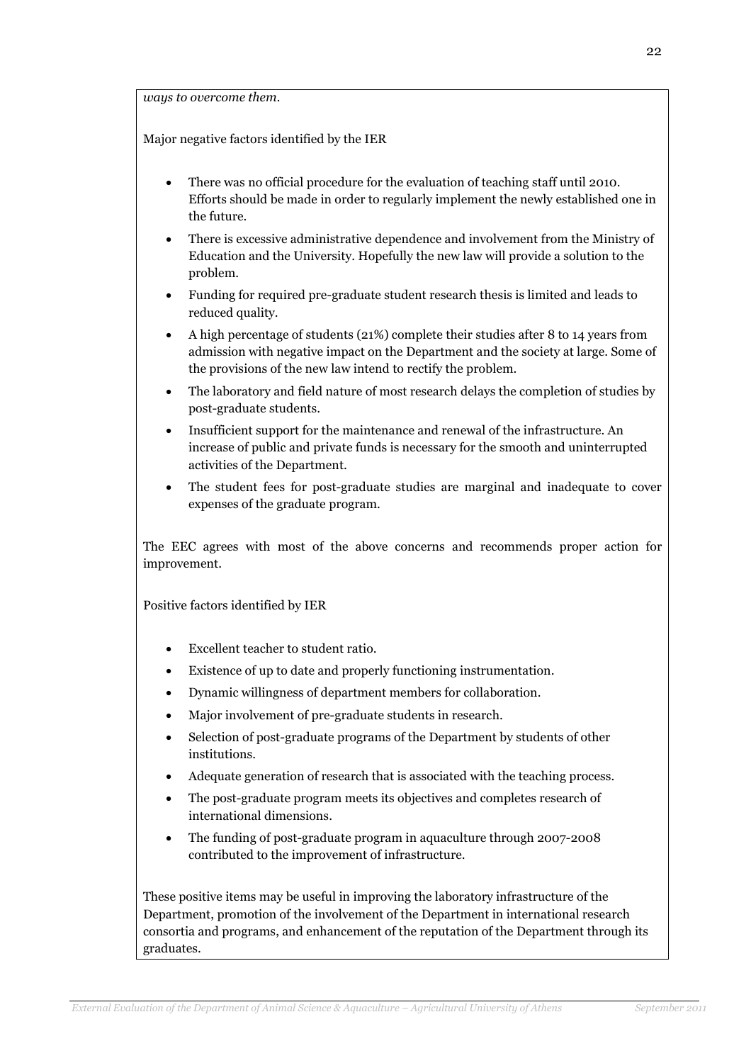*ways to overcome them.*

Major negative factors identified by the IER

- There was no official procedure for the evaluation of teaching staff until 2010. Efforts should be made in order to regularly implement the newly established one in the future.
- There is excessive administrative dependence and involvement from the Ministry of Education and the University. Hopefully the new law will provide a solution to the problem.
- Funding for required pre-graduate student research thesis is limited and leads to reduced quality.
- A high percentage of students (21%) complete their studies after 8 to 14 years from admission with negative impact on the Department and the society at large. Some of the provisions of the new law intend to rectify the problem.
- The laboratory and field nature of most research delays the completion of studies by post-graduate students.
- Insufficient support for the maintenance and renewal of the infrastructure. An increase of public and private funds is necessary for the smooth and uninterrupted activities of the Department.
- The student fees for post-graduate studies are marginal and inadequate to cover expenses of the graduate program.

The EEC agrees with most of the above concerns and recommends proper action for improvement.

Positive factors identified by IER

- Excellent teacher to student ratio.
- Existence of up to date and properly functioning instrumentation.
- Dynamic willingness of department members for collaboration.
- Major involvement of pre-graduate students in research.
- Selection of post-graduate programs of the Department by students of other institutions.
- Adequate generation of research that is associated with the teaching process.
- The post-graduate program meets its objectives and completes research of international dimensions.
- The funding of post-graduate program in aquaculture through 2007-2008 contributed to the improvement of infrastructure.

These positive items may be useful in improving the laboratory infrastructure of the Department, promotion of the involvement of the Department in international research consortia and programs, and enhancement of the reputation of the Department through its graduates.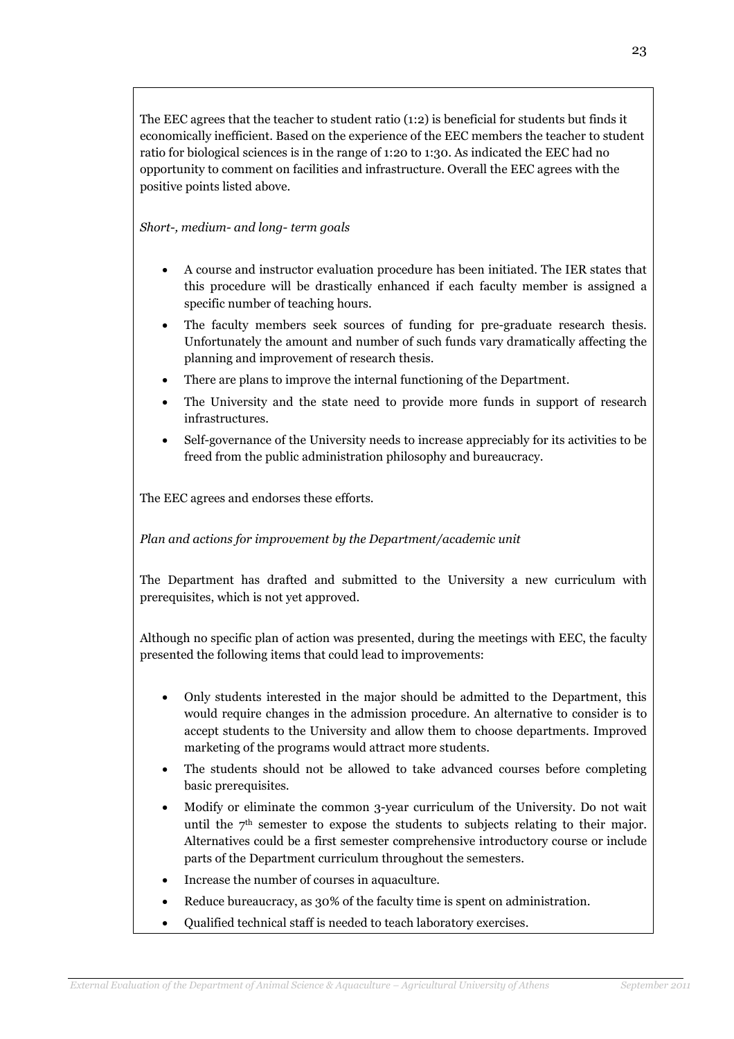The EEC agrees that the teacher to student ratio (1:2) is beneficial for students but finds it economically inefficient. Based on the experience of the EEC members the teacher to student ratio for biological sciences is in the range of 1:20 to 1:30. As indicated the EEC had no opportunity to comment on facilities and infrastructure. Overall the EEC agrees with the positive points listed above.

*Short-, medium- and long- term goals*

- A course and instructor evaluation procedure has been initiated. The IER states that this procedure will be drastically enhanced if each faculty member is assigned a specific number of teaching hours.
- The faculty members seek sources of funding for pre-graduate research thesis. Unfortunately the amount and number of such funds vary dramatically affecting the planning and improvement of research thesis.
- There are plans to improve the internal functioning of the Department.
- The University and the state need to provide more funds in support of research infrastructures.
- Self-governance of the University needs to increase appreciably for its activities to be freed from the public administration philosophy and bureaucracy.

The EEC agrees and endorses these efforts.

*Plan and actions for improvement by the Department/academic unit*

The Department has drafted and submitted to the University a new curriculum with prerequisites, which is not yet approved.

Although no specific plan of action was presented, during the meetings with EEC, the faculty presented the following items that could lead to improvements:

- Only students interested in the major should be admitted to the Department, this would require changes in the admission procedure. An alternative to consider is to accept students to the University and allow them to choose departments. Improved marketing of the programs would attract more students.
- The students should not be allowed to take advanced courses before completing basic prerequisites.
- Modify or eliminate the common 3-year curriculum of the University. Do not wait until the 7th semester to expose the students to subjects relating to their major. Alternatives could be a first semester comprehensive introductory course or include parts of the Department curriculum throughout the semesters.
- Increase the number of courses in aquaculture.
- Reduce bureaucracy, as 30% of the faculty time is spent on administration.
- Qualified technical staff is needed to teach laboratory exercises.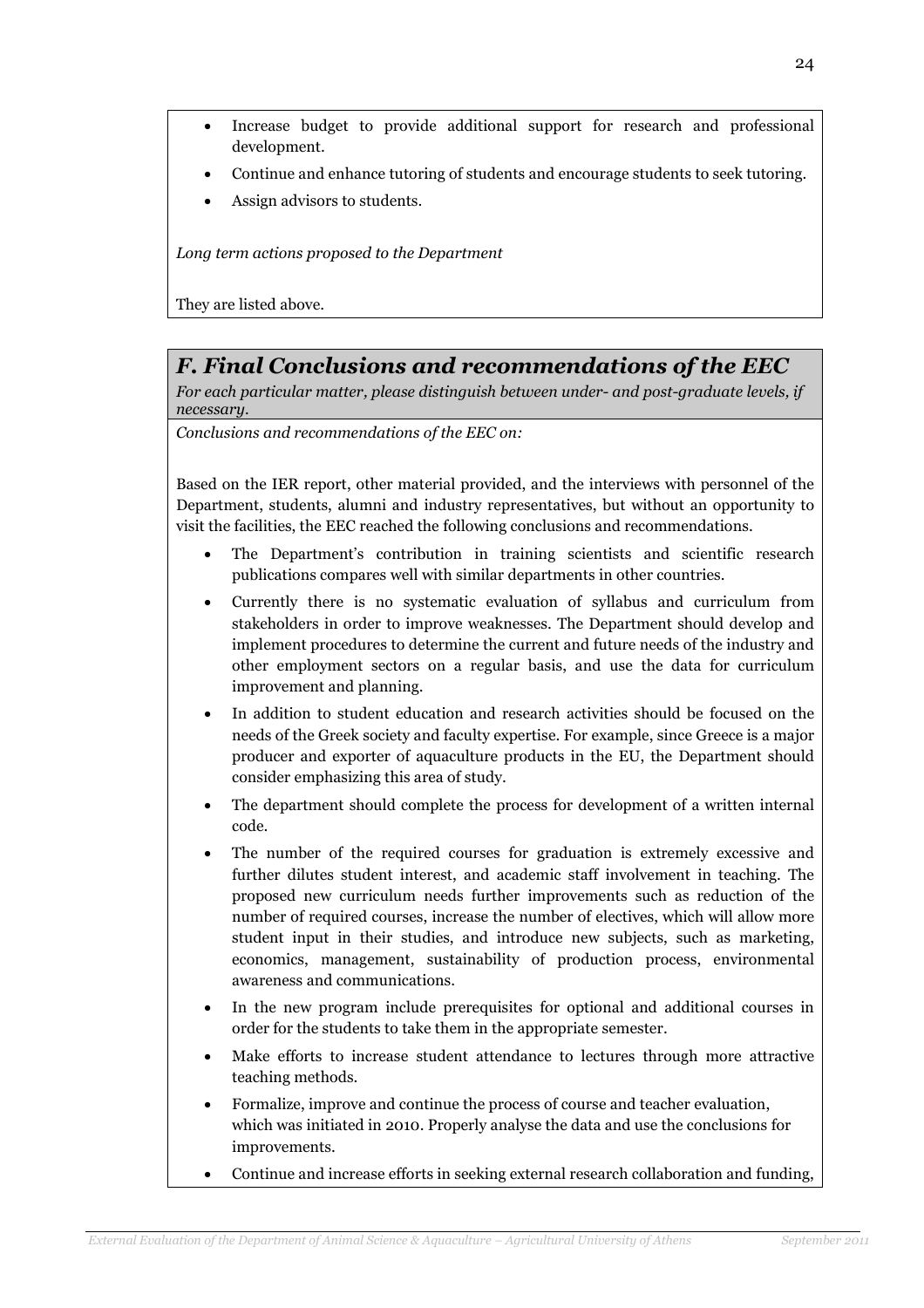- Increase budget to provide additional support for research and professional development.
- Continue and enhance tutoring of students and encourage students to seek tutoring.
- Assign advisors to students.

*Long term actions proposed to the Department*

They are listed above.

## *F. Final Conclusions and recommendations of the EEC*

*For each particular matter, please distinguish between under- and post-graduate levels, if necessary.*

*Conclusions and recommendations of the EEC on:*

Based on the IER report, other material provided, and the interviews with personnel of the Department, students, alumni and industry representatives, but without an opportunity to visit the facilities, the EEC reached the following conclusions and recommendations.

- The Department's contribution in training scientists and scientific research publications compares well with similar departments in other countries.
- Currently there is no systematic evaluation of syllabus and curriculum from stakeholders in order to improve weaknesses. The Department should develop and implement procedures to determine the current and future needs of the industry and other employment sectors on a regular basis, and use the data for curriculum improvement and planning.
- In addition to student education and research activities should be focused on the needs of the Greek society and faculty expertise. For example, since Greece is a major producer and exporter of aquaculture products in the EU, the Department should consider emphasizing this area of study.
- The department should complete the process for development of a written internal code.
- The number of the required courses for graduation is extremely excessive and further dilutes student interest, and academic staff involvement in teaching. The proposed new curriculum needs further improvements such as reduction of the number of required courses, increase the number of electives, which will allow more student input in their studies, and introduce new subjects, such as marketing, economics, management, sustainability of production process, environmental awareness and communications.
- In the new program include prerequisites for optional and additional courses in order for the students to take them in the appropriate semester.
- Make efforts to increase student attendance to lectures through more attractive teaching methods.
- Formalize, improve and continue the process of course and teacher evaluation, which was initiated in 2010. Properly analyse the data and use the conclusions for improvements.
- Continue and increase efforts in seeking external research collaboration and funding,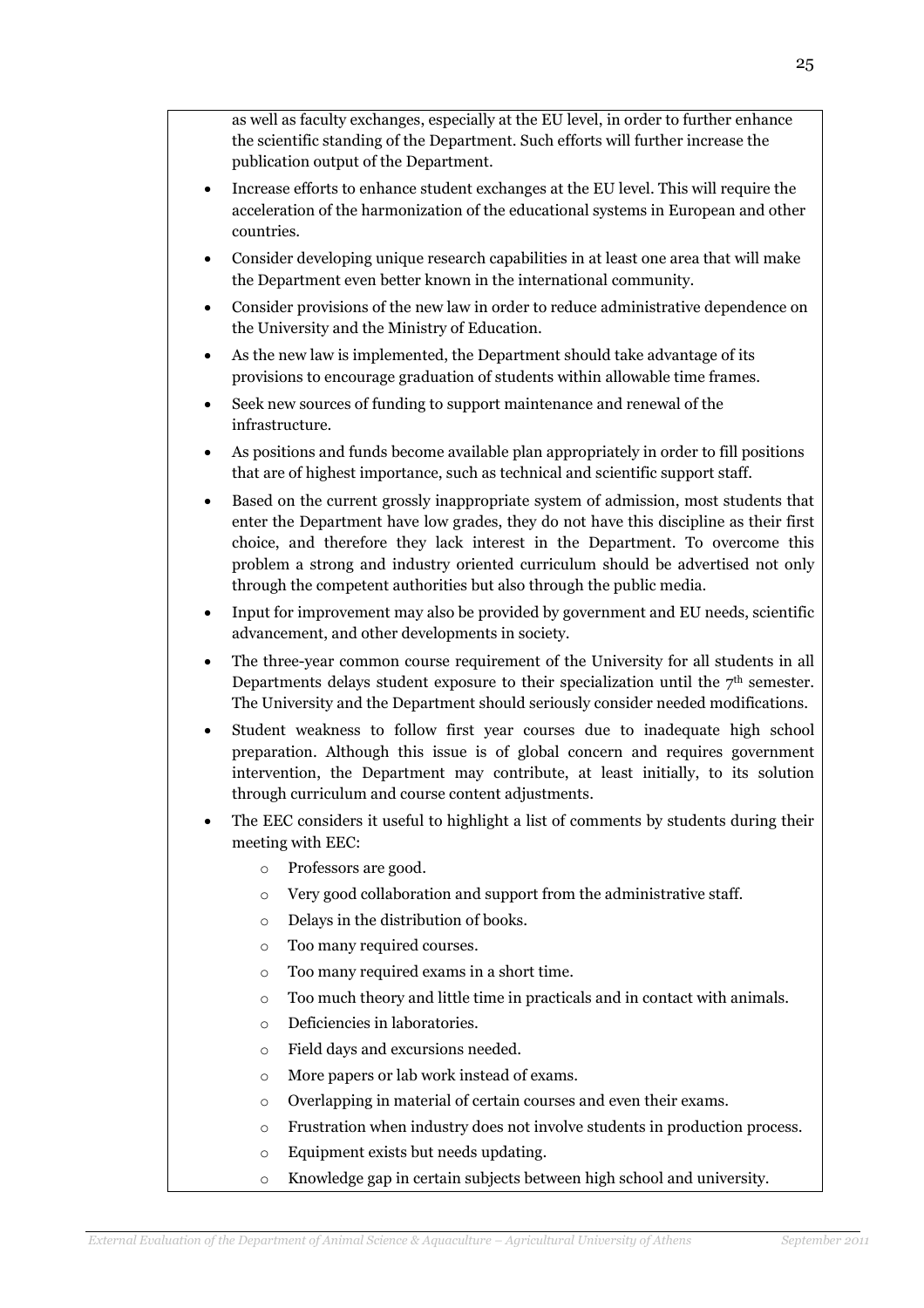as well as faculty exchanges, especially at the EU level, in order to further enhance the scientific standing of the Department. Such efforts will further increase the publication output of the Department.

- Increase efforts to enhance student exchanges at the EU level. This will require the acceleration of the harmonization of the educational systems in European and other countries.
- Consider developing unique research capabilities in at least one area that will make the Department even better known in the international community.
- Consider provisions of the new law in order to reduce administrative dependence on the University and the Ministry of Education.
- As the new law is implemented, the Department should take advantage of its provisions to encourage graduation of students within allowable time frames.
- Seek new sources of funding to support maintenance and renewal of the infrastructure.
- As positions and funds become available plan appropriately in order to fill positions that are of highest importance, such as technical and scientific support staff.
- Based on the current grossly inappropriate system of admission, most students that enter the Department have low grades, they do not have this discipline as their first choice, and therefore they lack interest in the Department. To overcome this problem a strong and industry oriented curriculum should be advertised not only through the competent authorities but also through the public media.
- Input for improvement may also be provided by government and EU needs, scientific advancement, and other developments in society.
- The three-year common course requirement of the University for all students in all Departments delays student exposure to their specialization until the 7th semester. The University and the Department should seriously consider needed modifications.
- Student weakness to follow first year courses due to inadequate high school preparation. Although this issue is of global concern and requires government intervention, the Department may contribute, at least initially, to its solution through curriculum and course content adjustments.
- The EEC considers it useful to highlight a list of comments by students during their meeting with EEC:
    - Professors are good.
    - Very good collaboration and support from the administrative staff.
    - Delays in the distribution of books.
    - Too many required courses.
    - Too many required exams in a short time.
    - Too much theory and little time in practicals and in contact with animals.
    - Deficiencies in laboratories.
    - Field days and excursions needed.
    - More papers or lab work instead of exams.
    - Overlapping in material of certain courses and even their exams.
    - Frustration when industry does not involve students in production process.
    - Equipment exists but needs updating.
    - Knowledge gap in certain subjects between high school and university.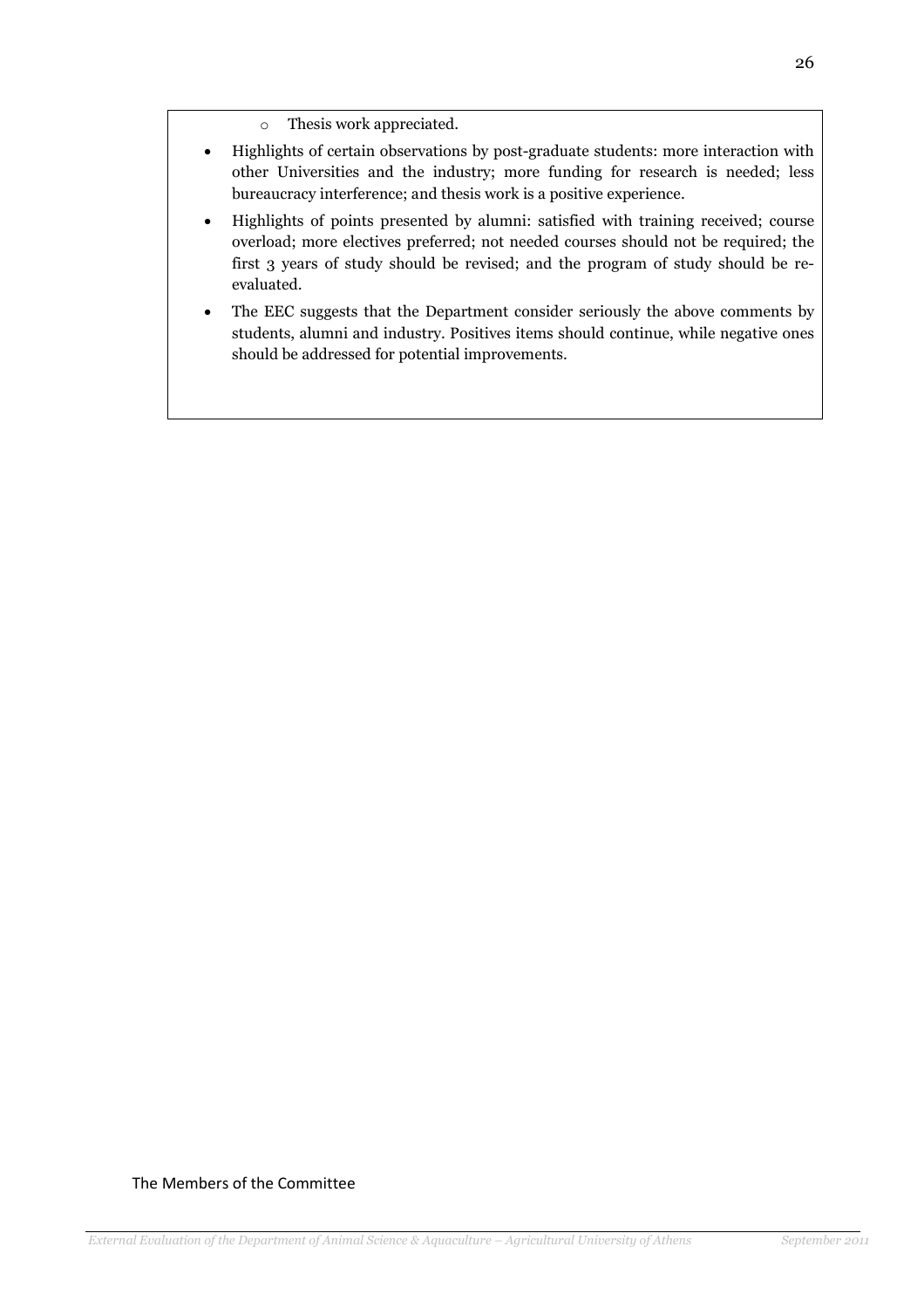- Thesis work appreciated.

- Highlights of certain observations by post-graduate students: more interaction with other Universities and the industry; more funding for research is needed; less bureaucracy interference; and thesis work is a positive experience.
- Highlights of points presented by alumni: satisfied with training received; course overload; more electives preferred; not needed courses should not be required; the first 3 years of study should be revised; and the program of study should be re-evaluated.
- The EEC suggests that the Department consider seriously the above comments by students, alumni and industry. Positives items should continue, while negative ones should be addressed for potential improvements.

The Members of the Committee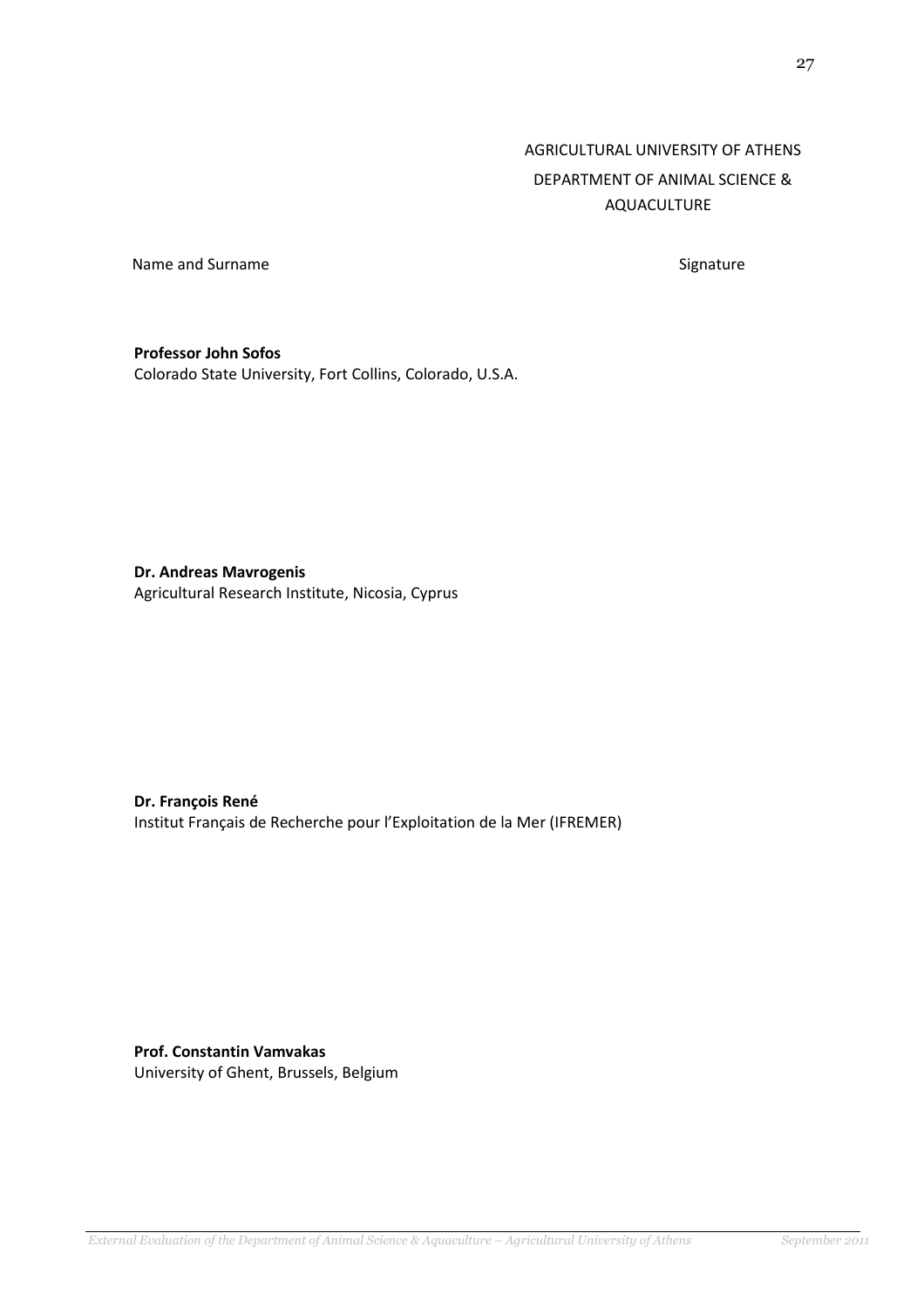AGRICULTURAL UNIVERSITY OF ATHENS

DEPARTMENT OF ANIMAL SCIENCE & AQUACULTURE

Name and Surname Signature

**Professor John Sofos**
Colorado State University, Fort Collins, Colorado, U.S.A.

**Dr. Andreas Mavrogenis**
Agricultural Research Institute, Nicosia, Cyprus

**Dr. François René**
Institut Français de Recherche pour l'Exploitation de la Mer (IFREMER)

**Prof. Constantin Vamvakas**
University of Ghent, Brussels, Belgium